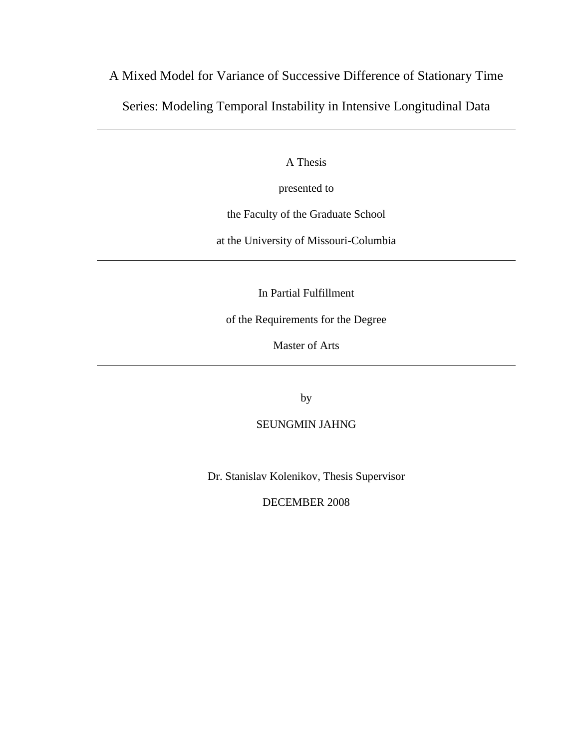# A Mixed Model for Variance of Successive Difference of Stationary Time Series: Modeling Temporal Instability in Intensive Longitudinal Data

---

A Thesis

presented to

the Faculty of the Graduate School

at the University of Missouri-Columbia

---

In Partial Fulfillment

of the Requirements for the Degree

Master of Arts

---

by

SEUNGMIN JAHNG

Dr. Stanislav Kolenikov, Thesis Supervisor

DECEMBER 2008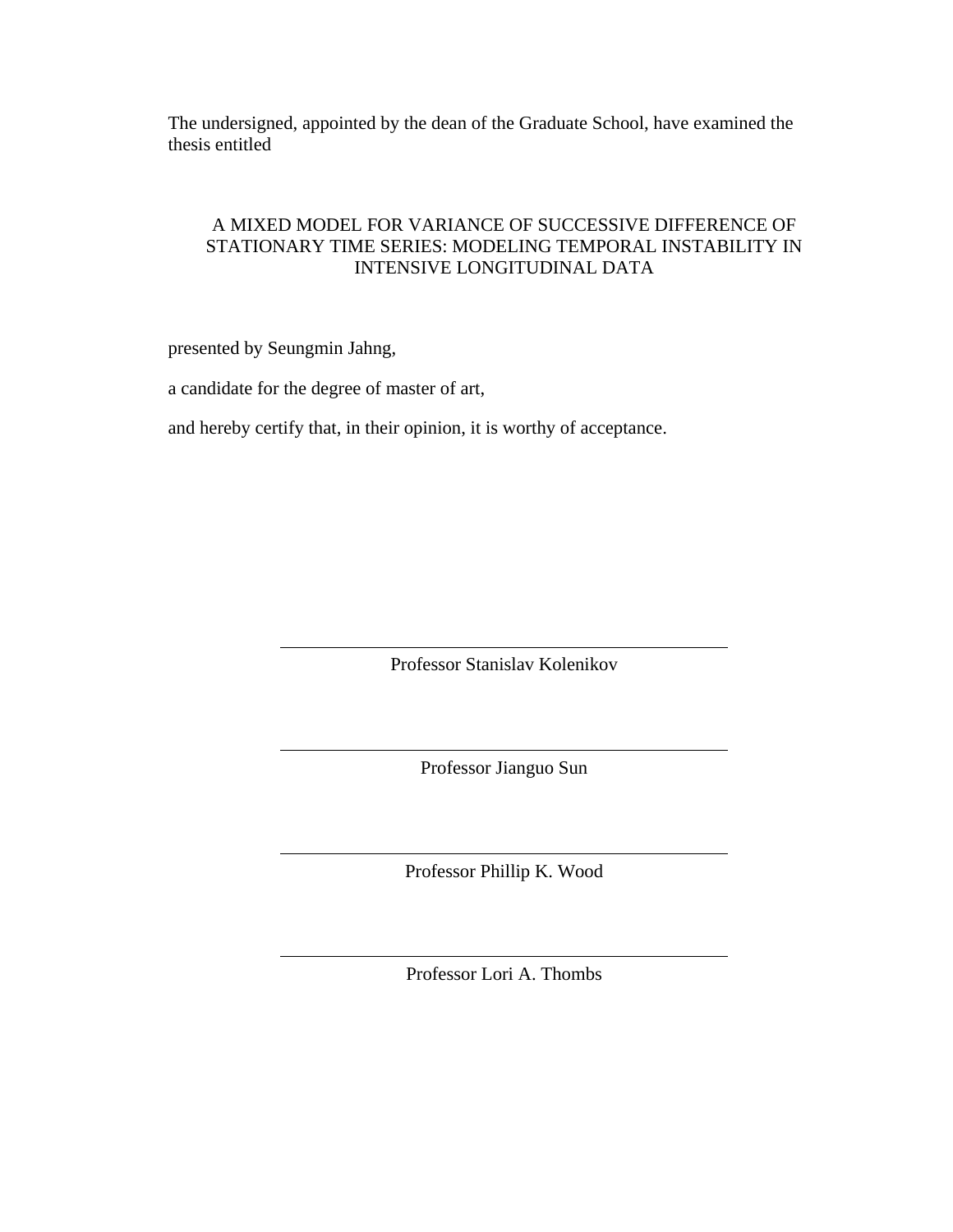The undersigned, appointed by the dean of the Graduate School, have examined the thesis entitled

A MIXED MODEL FOR VARIANCE OF SUCCESSIVE DIFFERENCE OF STATIONARY TIME SERIES: MODELING TEMPORAL INSTABILITY IN INTENSIVE LONGITUDINAL DATA

presented by Seungmin Jahng,

a candidate for the degree of master of art,

and hereby certify that, in their opinion, it is worthy of acceptance.

Professor Stanislav Kolenikov

Professor Jianguo Sun

Professor Phillip K. Wood

Professor Lori A. Thombs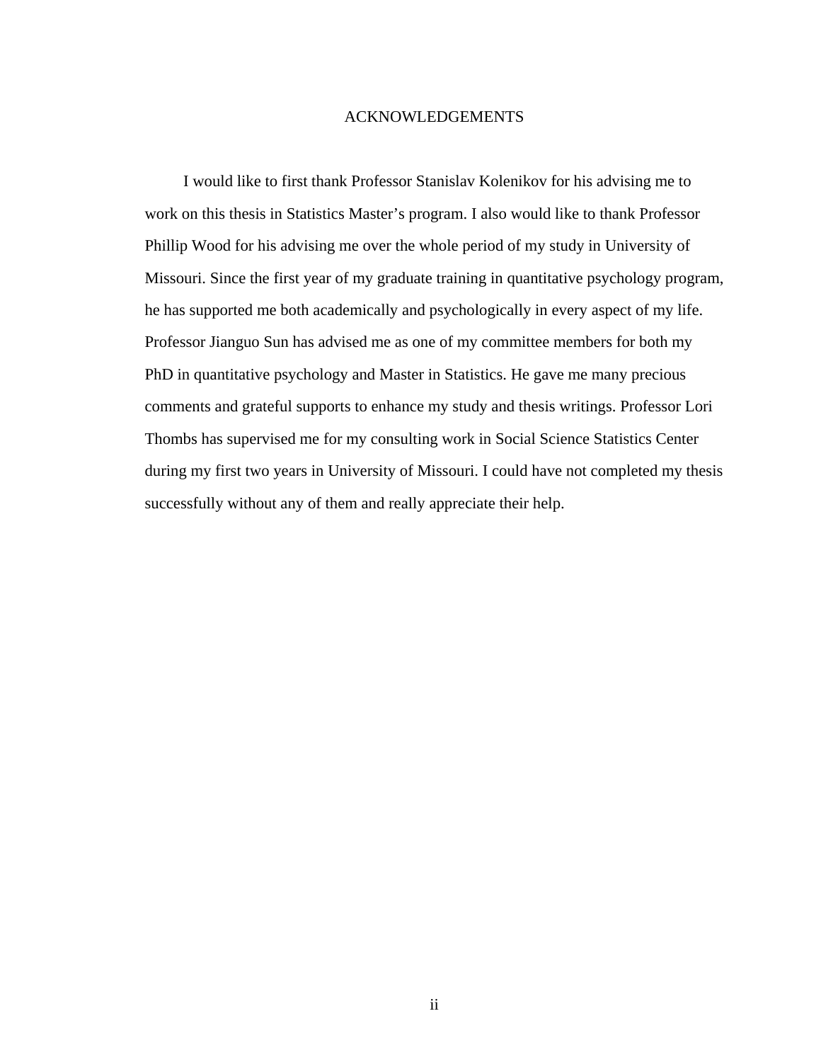# ACKNOWLEDGEMENTS

I would like to first thank Professor Stanislav Kolenikov for his advising me to work on this thesis in Statistics Master's program. I also would like to thank Professor Phillip Wood for his advising me over the whole period of my study in University of Missouri. Since the first year of my graduate training in quantitative psychology program, he has supported me both academically and psychologically in every aspect of my life. Professor Jianguo Sun has advised me as one of my committee members for both my PhD in quantitative psychology and Master in Statistics. He gave me many precious comments and grateful supports to enhance my study and thesis writings. Professor Lori Thombs has supervised me for my consulting work in Social Science Statistics Center during my first two years in University of Missouri. I could have not completed my thesis successfully without any of them and really appreciate their help.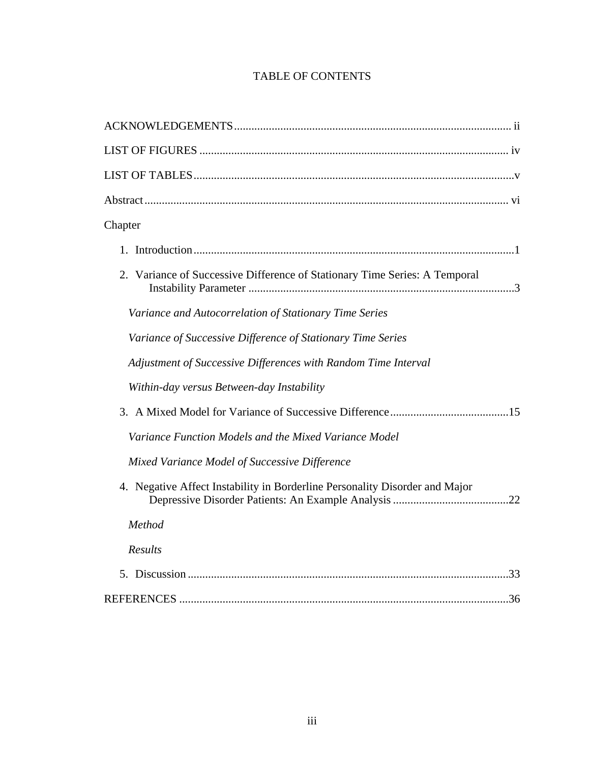# TABLE OF CONTENTS

ACKNOWLEDGEMENTS ................................................................................ ii

LIST OF FIGURES .......................................................................................... iv

LIST OF TABLES ............................................................................................. v

Abstract ............................................................................................................ vi

Chapter

1. Introduction ................................................................................................ 1

2. Variance of Successive Difference of Stationary Time Series: A Temporal Instability Parameter ................................................................................ 3

   *Variance and Autocorrelation of Stationary Time Series*

   *Variance of Successive Difference of Stationary Time Series*

   *Adjustment of Successive Differences with Random Time Interval*

   *Within-day versus Between-day Instability*

3. A Mixed Model for Variance of Successive Difference ......................................... 15

   *Variance Function Models and the Mixed Variance Model*

   *Mixed Variance Model of Successive Difference*

4. Negative Affect Instability in Borderline Personality Disorder and Major Depressive Disorder Patients: An Example Analysis ........................................ 22

   *Method*

   *Results*

5. Discussion ................................................................................................. 33

REFERENCES ................................................................................................ 36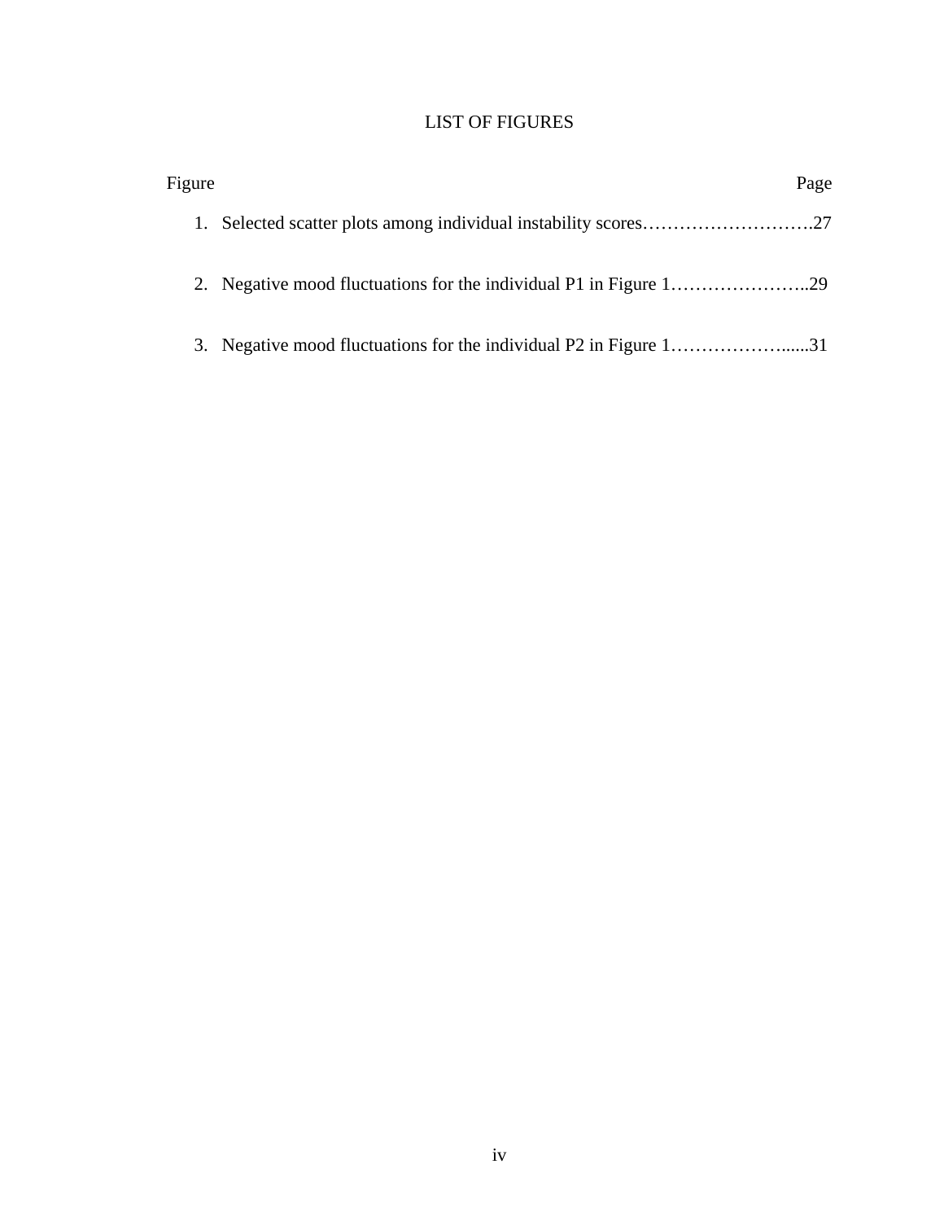# LIST OF FIGURES

| Figure | Page |
|---|---|
| 1. Selected scatter plots among individual instability scores | 27 |
| 2. Negative mood fluctuations for the individual P1 in Figure 1 | 29 |
| 3. Negative mood fluctuations for the individual P2 in Figure 1 | 31 |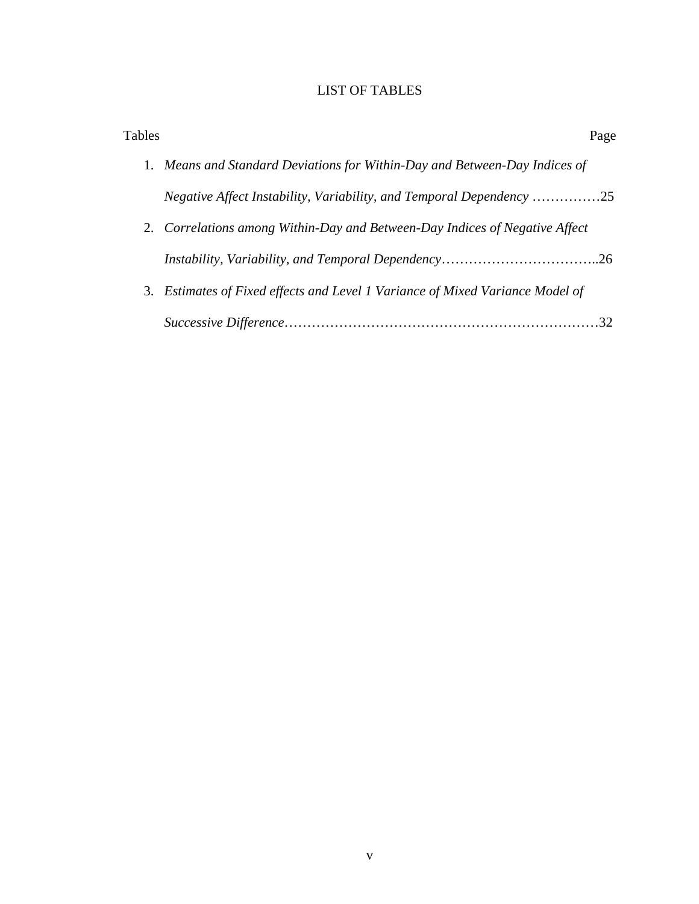# LIST OF TABLES

Tables Page

1. *Means and Standard Deviations for Within-Day and Between-Day Indices of Negative Affect Instability, Variability, and Temporal Dependency* ……………25
2. *Correlations among Within-Day and Between-Day Indices of Negative Affect Instability, Variability, and Temporal Dependency*……………………………..26
3. *Estimates of Fixed effects and Level 1 Variance of Mixed Variance Model of Successive Difference*……………………………………………………………32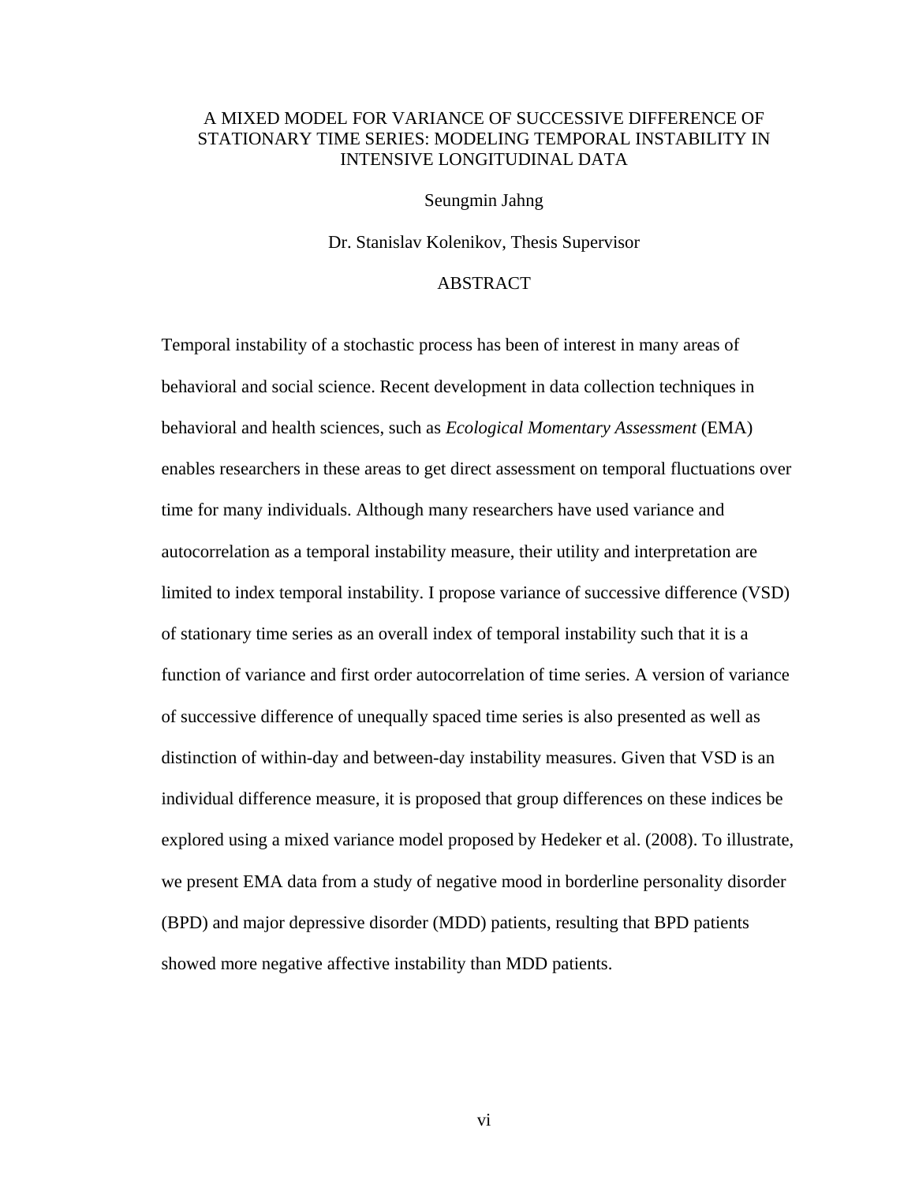A MIXED MODEL FOR VARIANCE OF SUCCESSIVE DIFFERENCE OF STATIONARY TIME SERIES: MODELING TEMPORAL INSTABILITY IN INTENSIVE LONGITUDINAL DATA

Seungmin Jahng

Dr. Stanislav Kolenikov, Thesis Supervisor

# ABSTRACT

Temporal instability of a stochastic process has been of interest in many areas of behavioral and social science. Recent development in data collection techniques in behavioral and health sciences, such as *Ecological Momentary Assessment* (EMA) enables researchers in these areas to get direct assessment on temporal fluctuations over time for many individuals. Although many researchers have used variance and autocorrelation as a temporal instability measure, their utility and interpretation are limited to index temporal instability. I propose variance of successive difference (VSD) of stationary time series as an overall index of temporal instability such that it is a function of variance and first order autocorrelation of time series. A version of variance of successive difference of unequally spaced time series is also presented as well as distinction of within-day and between-day instability measures. Given that VSD is an individual difference measure, it is proposed that group differences on these indices be explored using a mixed variance model proposed by Hedeker et al. (2008). To illustrate, we present EMA data from a study of negative mood in borderline personality disorder (BPD) and major depressive disorder (MDD) patients, resulting that BPD patients showed more negative affective instability than MDD patients.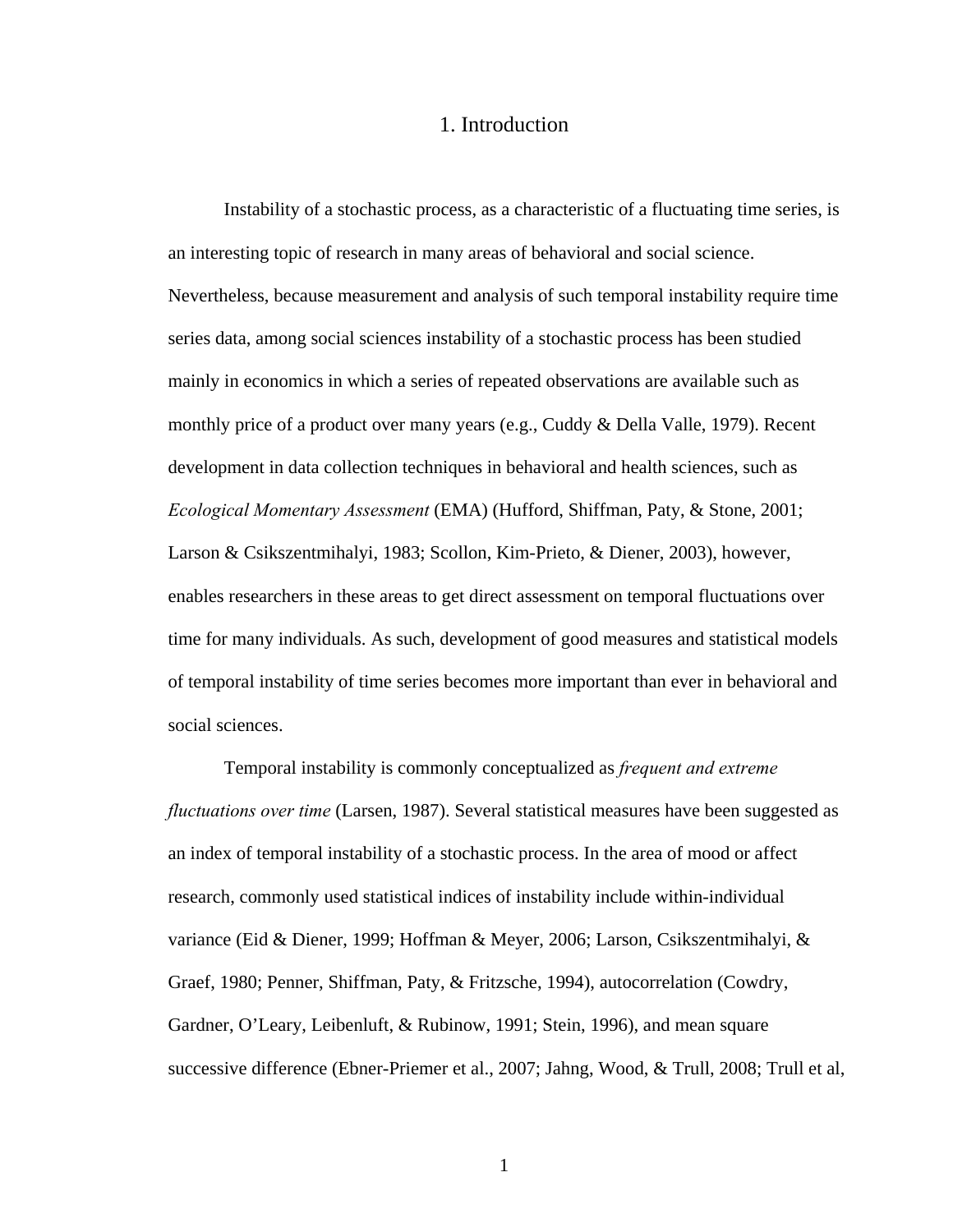# 1. Introduction

Instability of a stochastic process, as a characteristic of a fluctuating time series, is an interesting topic of research in many areas of behavioral and social science. Nevertheless, because measurement and analysis of such temporal instability require time series data, among social sciences instability of a stochastic process has been studied mainly in economics in which a series of repeated observations are available such as monthly price of a product over many years (e.g., Cuddy & Della Valle, 1979). Recent development in data collection techniques in behavioral and health sciences, such as *Ecological Momentary Assessment* (EMA) (Hufford, Shiffman, Paty, & Stone, 2001; Larson & Csikszentmihalyi, 1983; Scollon, Kim-Prieto, & Diener, 2003), however, enables researchers in these areas to get direct assessment on temporal fluctuations over time for many individuals. As such, development of good measures and statistical models of temporal instability of time series becomes more important than ever in behavioral and social sciences.

Temporal instability is commonly conceptualized as *frequent and extreme fluctuations over time* (Larsen, 1987). Several statistical measures have been suggested as an index of temporal instability of a stochastic process. In the area of mood or affect research, commonly used statistical indices of instability include within-individual variance (Eid & Diener, 1999; Hoffman & Meyer, 2006; Larson, Csikszentmihalyi, & Graef, 1980; Penner, Shiffman, Paty, & Fritzsche, 1994), autocorrelation (Cowdry, Gardner, O'Leary, Leibenluft, & Rubinow, 1991; Stein, 1996), and mean square successive difference (Ebner-Priemer et al., 2007; Jahng, Wood, & Trull, 2008; Trull et al,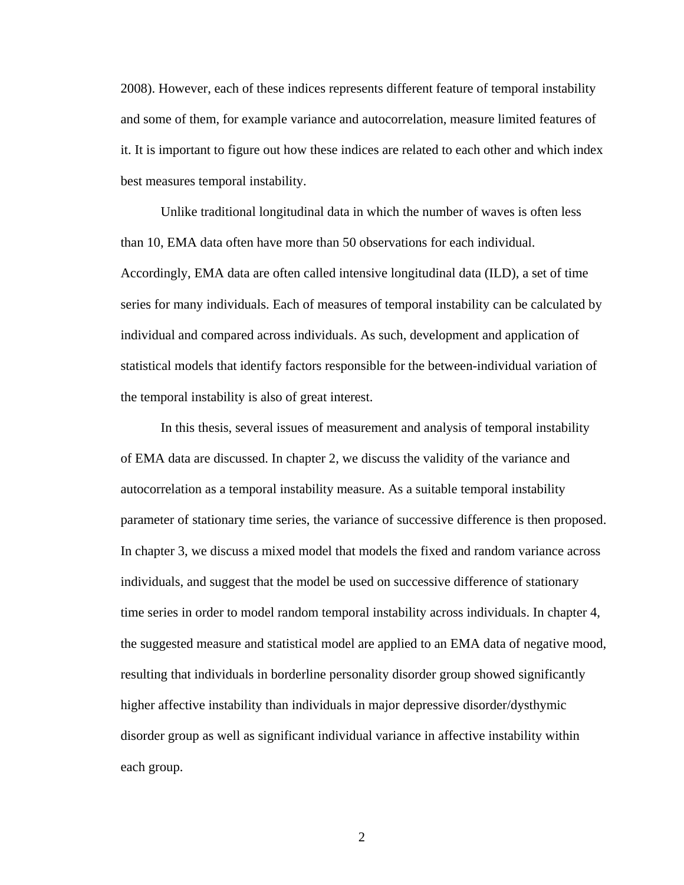2008). However, each of these indices represents different feature of temporal instability and some of them, for example variance and autocorrelation, measure limited features of it. It is important to figure out how these indices are related to each other and which index best measures temporal instability.

Unlike traditional longitudinal data in which the number of waves is often less than 10, EMA data often have more than 50 observations for each individual. Accordingly, EMA data are often called intensive longitudinal data (ILD), a set of time series for many individuals. Each of measures of temporal instability can be calculated by individual and compared across individuals. As such, development and application of statistical models that identify factors responsible for the between-individual variation of the temporal instability is also of great interest.

In this thesis, several issues of measurement and analysis of temporal instability of EMA data are discussed. In chapter 2, we discuss the validity of the variance and autocorrelation as a temporal instability measure. As a suitable temporal instability parameter of stationary time series, the variance of successive difference is then proposed. In chapter 3, we discuss a mixed model that models the fixed and random variance across individuals, and suggest that the model be used on successive difference of stationary time series in order to model random temporal instability across individuals. In chapter 4, the suggested measure and statistical model are applied to an EMA data of negative mood, resulting that individuals in borderline personality disorder group showed significantly higher affective instability than individuals in major depressive disorder/dysthymic disorder group as well as significant individual variance in affective instability within each group.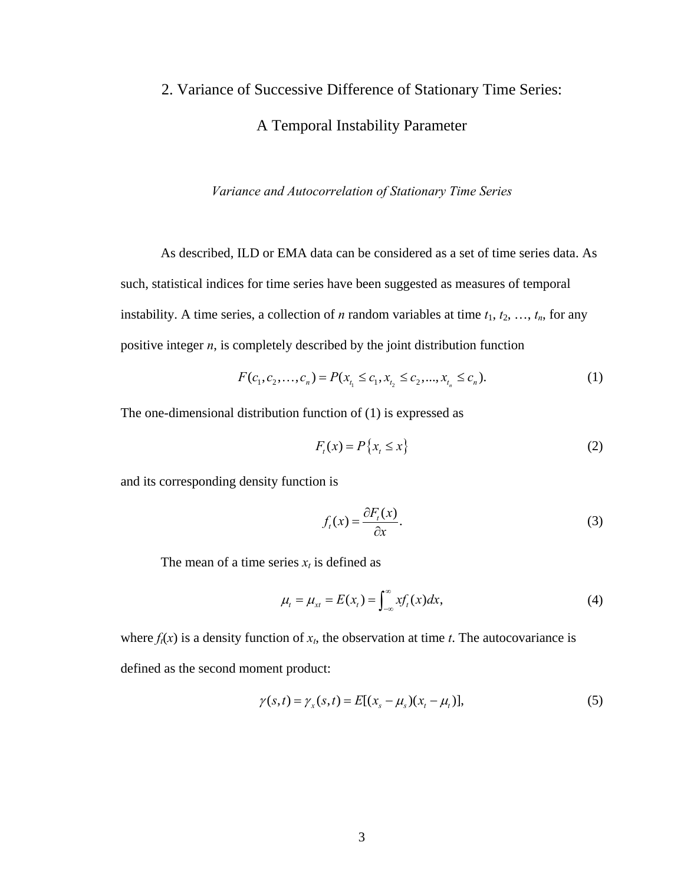## 2. Variance of Successive Difference of Stationary Time Series: A Temporal Instability Parameter

### *Variance and Autocorrelation of Stationary Time Series*

As described, ILD or EMA data can be considered as a set of time series data. As such, statistical indices for time series have been suggested as measures of temporal instability. A time series, a collection of $n$ random variables at time $t_1, t_2, \ldots, t_n$, for any positive integer $n$, is completely described by the joint distribution function

$$F(c_1, c_2, \ldots, c_n) = P(x_{t_1} \leq c_1, x_{t_2} \leq c_2, \ldots, x_{t_n} \leq c_n). \tag{1}$$

The one-dimensional distribution function of (1) is expressed as

$$F_t(x) = P\{x_t \leq x\} \tag{2}$$

and its corresponding density function is

$$f_t(x) = \frac{\partial F_t(x)}{\partial x}. \tag{3}$$

The mean of a time series $x_t$ is defined as

$$\mu_t = \mu_{xt} = E(x_t) = \int_{-\infty}^{\infty} x f_t(x) dx, \tag{4}$$

where $f_t(x)$ is a density function of $x_t$, the observation at time $t$. The autocovariance is defined as the second moment product:

$$\gamma(s,t) = \gamma_x(s,t) = E[(x_s - \mu_s)(x_t - \mu_t)], \tag{5}$$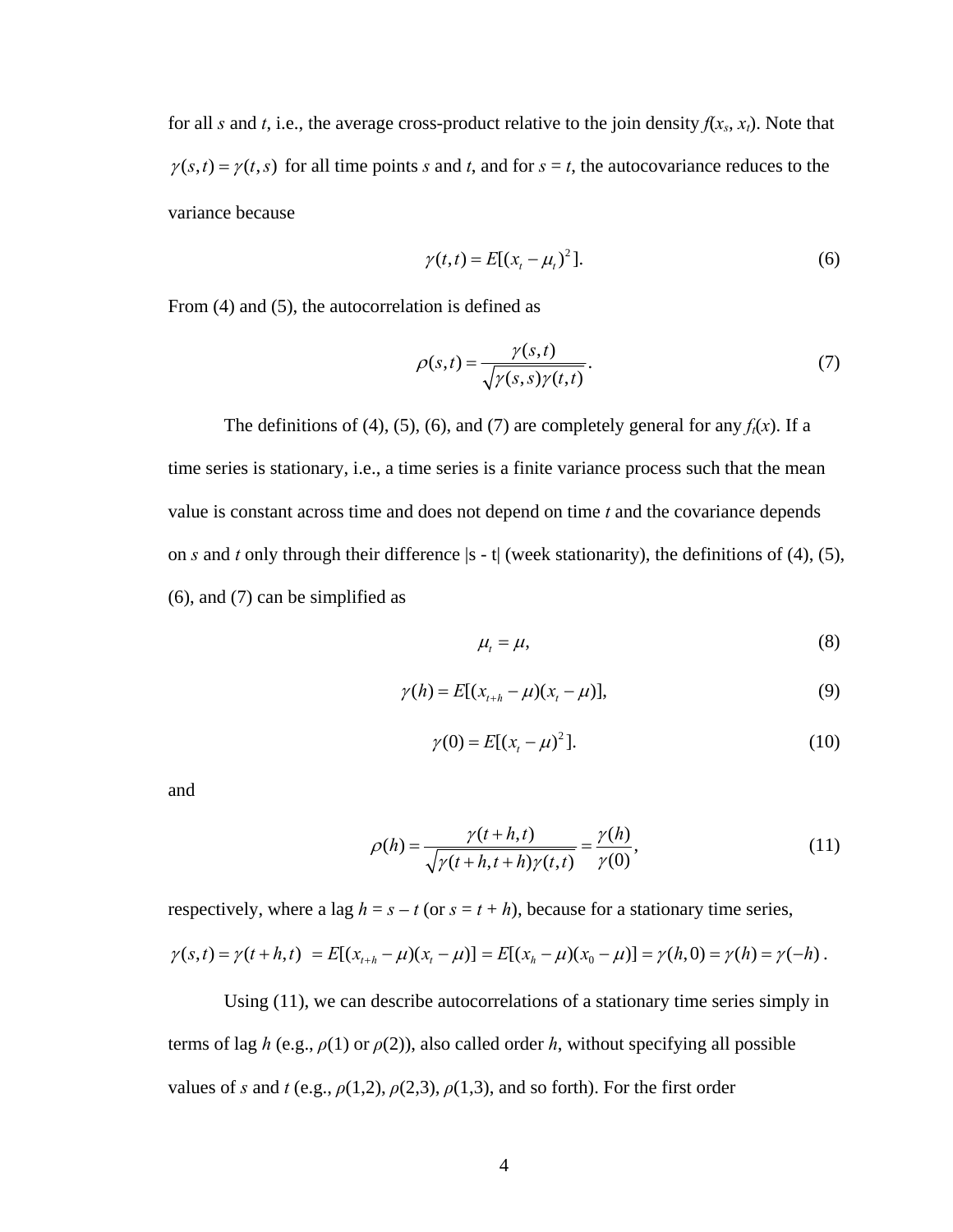for all $s$ and $t$, i.e., the average cross-product relative to the join density $f(x_s, x_t)$. Note that $\gamma(s,t) = \gamma(t,s)$ for all time points $s$ and $t$, and for $s = t$, the autocovariance reduces to the variance because

$$\gamma(t,t) = E[(x_t - \mu_t)^2]. \tag{6}$$

From (4) and (5), the autocorrelation is defined as

$$\rho(s,t) = \frac{\gamma(s,t)}{\sqrt{\gamma(s,s)\gamma(t,t)}}. \tag{7}$$

The definitions of (4), (5), (6), and (7) are completely general for any $f_t(x)$. If a time series is stationary, i.e., a time series is a finite variance process such that the mean value is constant across time and does not depend on time $t$ and the covariance depends on $s$ and $t$ only through their difference |s - t| (week stationarity), the definitions of (4), (5), (6), and (7) can be simplified as

$$\mu_t = \mu, \tag{8}$$

$$\gamma(h) = E[(x_{t+h} - \mu)(x_t - \mu)], \tag{9}$$

$$\gamma(0) = E[(x_t - \mu)^2]. \tag{10}$$

and

$$\rho(h) = \frac{\gamma(t+h,t)}{\sqrt{\gamma(t+h,t+h)\gamma(t,t)}} = \frac{\gamma(h)}{\gamma(0)}, \tag{11}$$

respectively, where a lag $h = s - t$ (or $s = t + h$), because for a stationary time series, $\gamma(s,t) = \gamma(t+h,t) \; = E[(x_{t+h} - \mu)(x_t - \mu)] = E[(x_h - \mu)(x_0 - \mu)] = \gamma(h,0) = \gamma(h) = \gamma(-h)$.

Using (11), we can describe autocorrelations of a stationary time series simply in terms of lag $h$ (e.g., $\rho(1)$ or $\rho(2)$), also called order $h$, without specifying all possible values of $s$ and $t$ (e.g., $\rho(1,2)$, $\rho(2,3)$, $\rho(1,3)$, and so forth). For the first order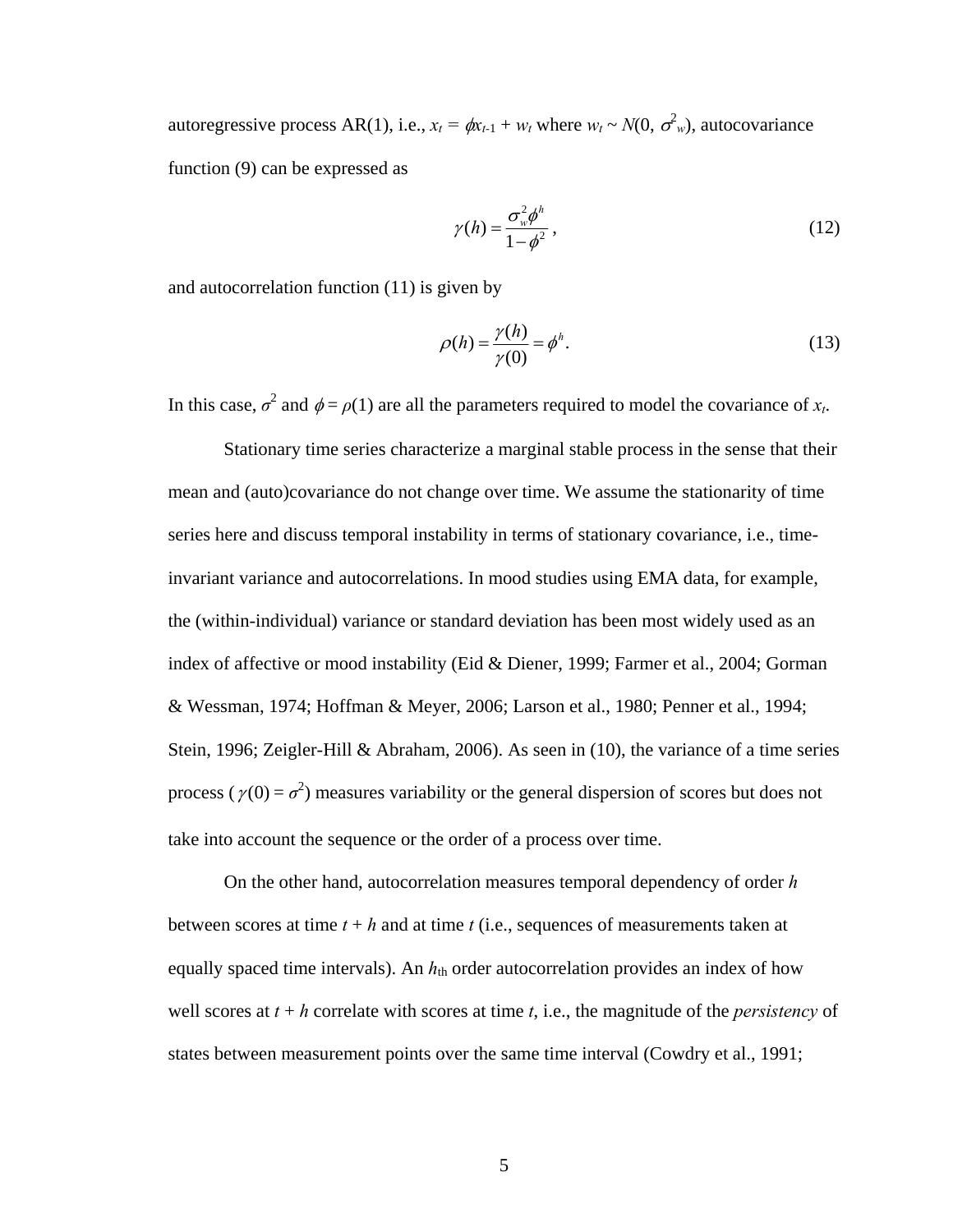autoregressive process AR(1), i.e., $x_t = \phi x_{t-1} + w_t$ where $w_t \sim N(0, \sigma^2_w)$, autocovariance function (9) can be expressed as

$$\gamma(h) = \frac{\sigma_w^2 \phi^h}{1-\phi^2}\,, \tag{12}$$

and autocorrelation function (11) is given by

$$\rho(h) = \frac{\gamma(h)}{\gamma(0)} = \phi^h. \tag{13}$$

In this case, $\sigma^2$ and $\phi = \rho(1)$ are all the parameters required to model the covariance of $x_t$.

Stationary time series characterize a marginal stable process in the sense that their mean and (auto)covariance do not change over time. We assume the stationarity of time series here and discuss temporal instability in terms of stationary covariance, i.e., time-invariant variance and autocorrelations. In mood studies using EMA data, for example, the (within-individual) variance or standard deviation has been most widely used as an index of affective or mood instability (Eid & Diener, 1999; Farmer et al., 2004; Gorman & Wessman, 1974; Hoffman & Meyer, 2006; Larson et al., 1980; Penner et al., 1994; Stein, 1996; Zeigler-Hill & Abraham, 2006). As seen in (10), the variance of a time series process ($\gamma(0) = \sigma^2$) measures variability or the general dispersion of scores but does not take into account the sequence or the order of a process over time.

On the other hand, autocorrelation measures temporal dependency of order $h$ between scores at time $t + h$ and at time $t$ (i.e., sequences of measurements taken at equally spaced time intervals). An $h_{\text{th}}$ order autocorrelation provides an index of how well scores at $t + h$ correlate with scores at time $t$, i.e., the magnitude of the *persistency* of states between measurement points over the same time interval (Cowdry et al., 1991;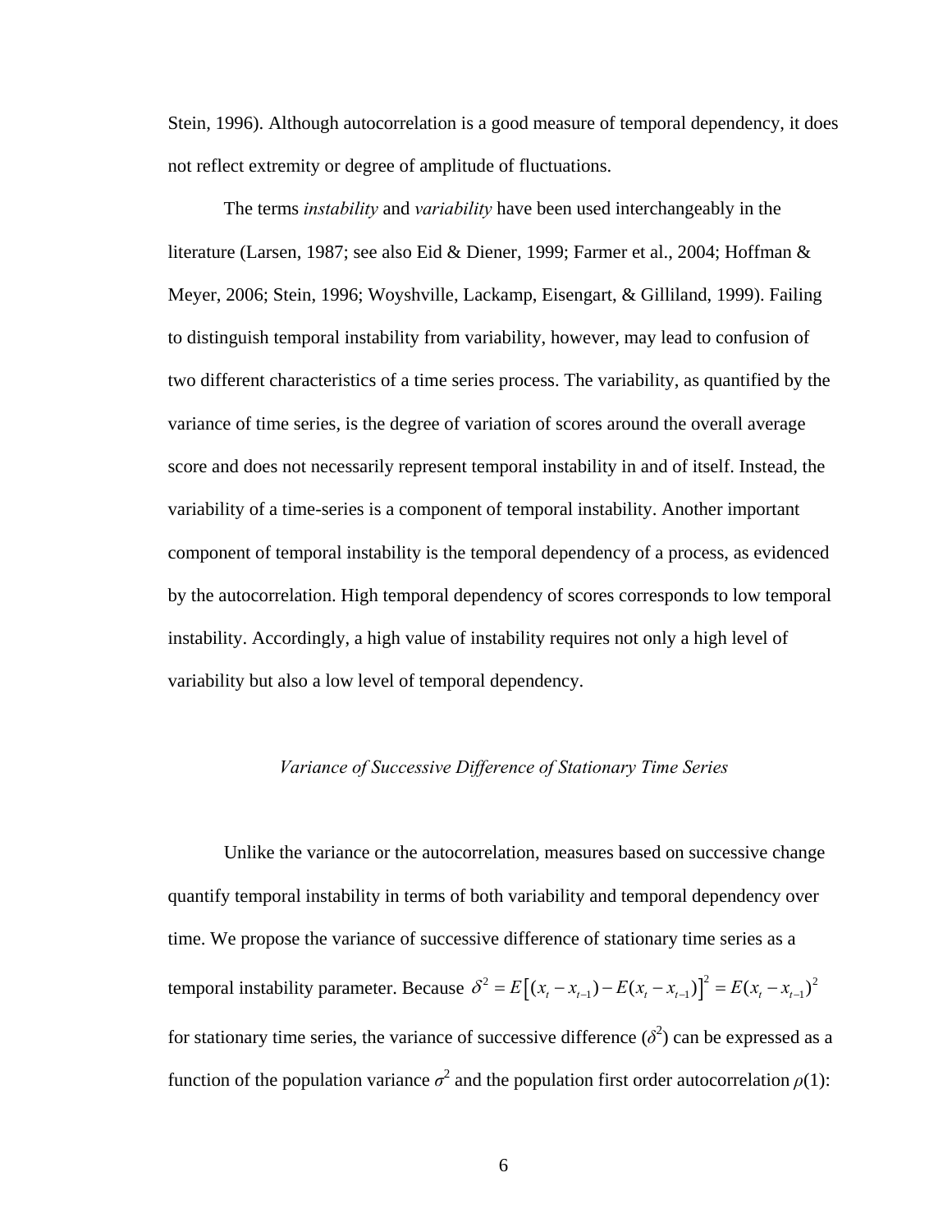Stein, 1996). Although autocorrelation is a good measure of temporal dependency, it does not reflect extremity or degree of amplitude of fluctuations.

The terms *instability* and *variability* have been used interchangeably in the literature (Larsen, 1987; see also Eid & Diener, 1999; Farmer et al., 2004; Hoffman & Meyer, 2006; Stein, 1996; Woyshville, Lackamp, Eisengart, & Gilliland, 1999). Failing to distinguish temporal instability from variability, however, may lead to confusion of two different characteristics of a time series process. The variability, as quantified by the variance of time series, is the degree of variation of scores around the overall average score and does not necessarily represent temporal instability in and of itself. Instead, the variability of a time-series is a component of temporal instability. Another important component of temporal instability is the temporal dependency of a process, as evidenced by the autocorrelation. High temporal dependency of scores corresponds to low temporal instability. Accordingly, a high value of instability requires not only a high level of variability but also a low level of temporal dependency.

### *Variance of Successive Difference of Stationary Time Series*

Unlike the variance or the autocorrelation, measures based on successive change quantify temporal instability in terms of both variability and temporal dependency over time. We propose the variance of successive difference of stationary time series as a temporal instability parameter. Because $\delta^2 = E\left[(x_t - x_{t-1}) - E(x_t - x_{t-1})\right]^2 = E(x_t - x_{t-1})^2$ for stationary time series, the variance of successive difference ($\delta^2$) can be expressed as a function of the population variance $\sigma^2$ and the population first order autocorrelation $\rho(1)$: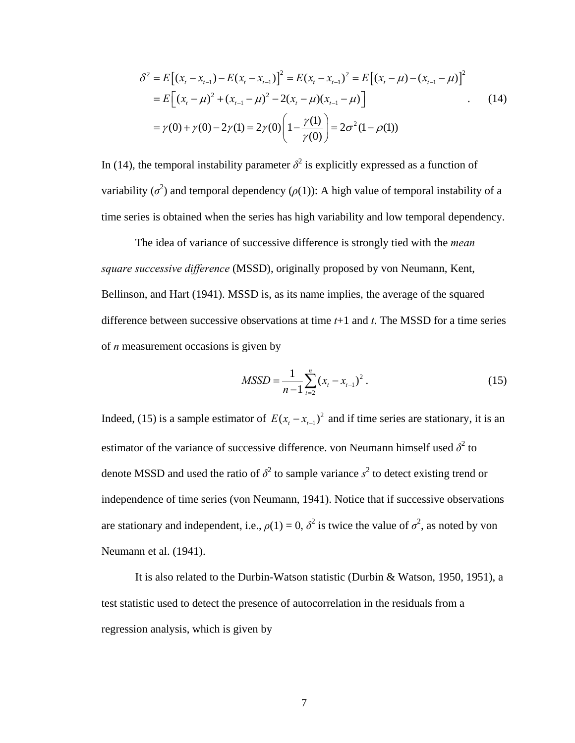$$
\begin{aligned}
\delta^2 &= E\left[(x_t - x_{t-1}) - E(x_t - x_{t-1})\right]^2 = E(x_t - x_{t-1})^2 = E\left[(x_t - \mu) - (x_{t-1} - \mu)\right]^2 \\
&= E\left[(x_t - \mu)^2 + (x_{t-1} - \mu)^2 - 2(x_t - \mu)(x_{t-1} - \mu)\right] \\
&= \gamma(0) + \gamma(0) - 2\gamma(1) = 2\gamma(0)\left(1 - \frac{\gamma(1)}{\gamma(0)}\right) = 2\sigma^2(1 - \rho(1))
\end{aligned} \quad . \qquad (14)
$$

In (14), the temporal instability parameter $\delta^2$ is explicitly expressed as a function of variability ($\sigma^2$) and temporal dependency ($\rho(1)$): A high value of temporal instability of a time series is obtained when the series has high variability and low temporal dependency.

The idea of variance of successive difference is strongly tied with the *mean square successive difference* (MSSD), originally proposed by von Neumann, Kent, Bellinson, and Hart (1941). MSSD is, as its name implies, the average of the squared difference between successive observations at time $t$+1 and $t$. The MSSD for a time series of $n$ measurement occasions is given by

$$
MSSD = \frac{1}{n-1}\sum_{t=2}^{n}(x_t - x_{t-1})^2 \ . \qquad (15)
$$

Indeed, (15) is a sample estimator of $E(x_t - x_{t-1})^2$ and if time series are stationary, it is an estimator of the variance of successive difference. von Neumann himself used $\delta^2$ to denote MSSD and used the ratio of $\delta^2$ to sample variance $s^2$ to detect existing trend or independence of time series (von Neumann, 1941). Notice that if successive observations are stationary and independent, i.e., $\rho(1) = 0$, $\delta^2$ is twice the value of $\sigma^2$, as noted by von Neumann et al. (1941).

It is also related to the Durbin-Watson statistic (Durbin & Watson, 1950, 1951), a test statistic used to detect the presence of autocorrelation in the residuals from a regression analysis, which is given by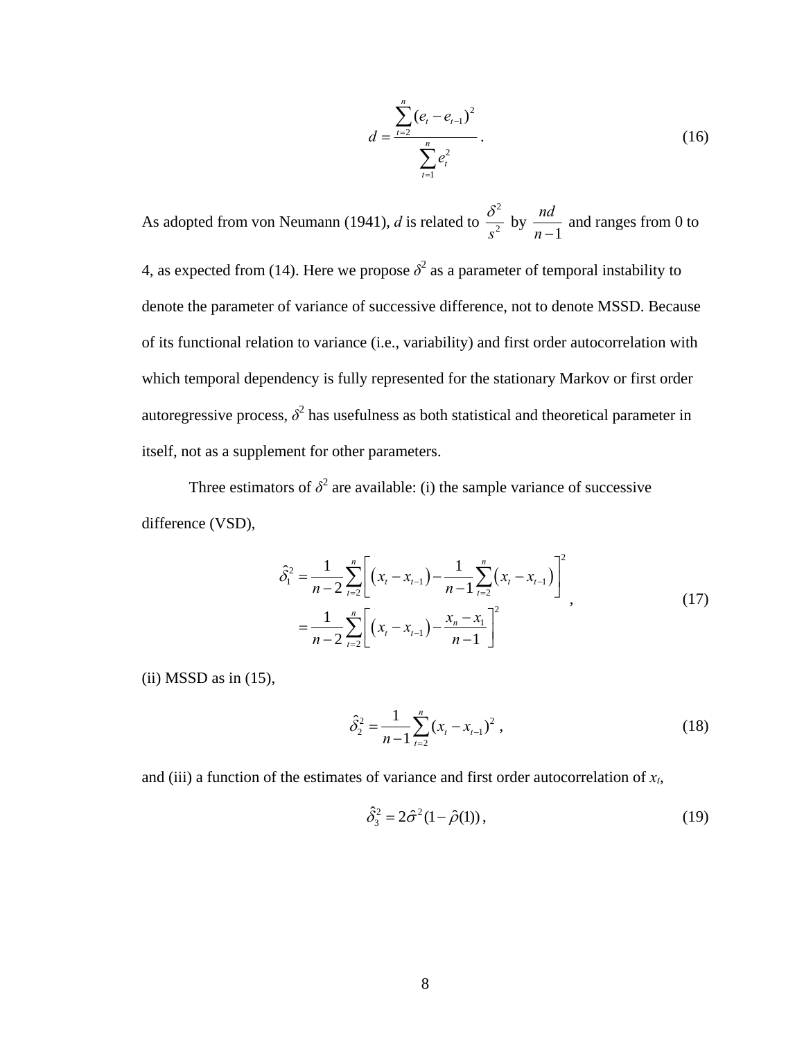$$d = \frac{\sum_{t=2}^{n}(e_t - e_{t-1})^2}{\sum_{t=1}^{n} e_t^2}. \tag{16}$$

As adopted from von Neumann (1941), $d$ is related to $\frac{\delta^2}{s^2}$ by $\frac{nd}{n-1}$ and ranges from 0 to 4, as expected from (14). Here we propose $\delta^2$ as a parameter of temporal instability to denote the parameter of variance of successive difference, not to denote MSSD. Because of its functional relation to variance (i.e., variability) and first order autocorrelation with which temporal dependency is fully represented for the stationary Markov or first order autoregressive process, $\delta^2$ has usefulness as both statistical and theoretical parameter in itself, not as a supplement for other parameters.

Three estimators of $\delta^2$ are available: (i) the sample variance of successive difference (VSD),

$$\begin{aligned}\hat{\delta}_1^2 &= \frac{1}{n-2}\sum_{t=2}^{n}\left[\left(x_t - x_{t-1}\right) - \frac{1}{n-1}\sum_{t=2}^{n}\left(x_t - x_{t-1}\right)\right]^2 \\ &= \frac{1}{n-2}\sum_{t=2}^{n}\left[\left(x_t - x_{t-1}\right) - \frac{x_n - x_1}{n-1}\right]^2\end{aligned}, \tag{17}$$

(ii) MSSD as in (15),

$$\hat{\delta}_2^2 = \frac{1}{n-1}\sum_{t=2}^{n}(x_t - x_{t-1})^2, \tag{18}$$

and (iii) a function of the estimates of variance and first order autocorrelation of $x_t$,

$$\hat{\delta}_3^2 = 2\hat{\sigma}^2(1 - \hat{\rho}(1)), \tag{19}$$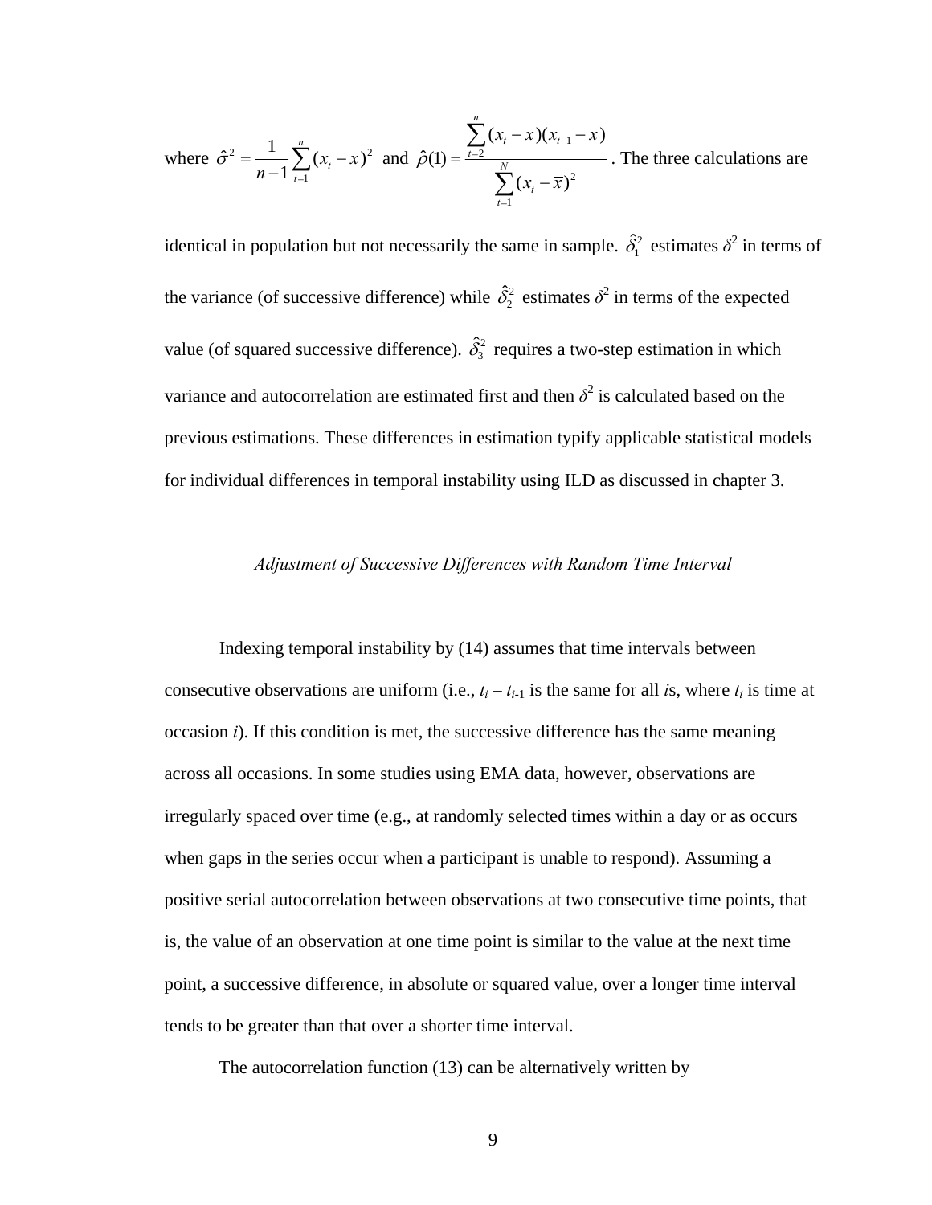where $\hat{\sigma}^2 = \frac{1}{n-1}\sum_{t=1}^{n}(x_t - \bar{x})^2$ and $\hat{\rho}(1) = \frac{\sum_{t=2}^{n}(x_t - \bar{x})(x_{t-1} - \bar{x})}{\sum_{t=1}^{N}(x_t - \bar{x})^2}$. The three calculations are identical in population but not necessarily the same in sample. $\hat{\delta}_1^2$ estimates $\delta^2$ in terms of the variance (of successive difference) while $\hat{\delta}_2^2$ estimates $\delta^2$ in terms of the expected value (of squared successive difference). $\hat{\delta}_3^2$ requires a two-step estimation in which variance and autocorrelation are estimated first and then $\delta^2$ is calculated based on the previous estimations. These differences in estimation typify applicable statistical models for individual differences in temporal instability using ILD as discussed in chapter 3.

### *Adjustment of Successive Differences with Random Time Interval*

Indexing temporal instability by (14) assumes that time intervals between consecutive observations are uniform (i.e., $t_i - t_{i-1}$ is the same for all $i$s, where $t_i$ is time at occasion $i$). If this condition is met, the successive difference has the same meaning across all occasions. In some studies using EMA data, however, observations are irregularly spaced over time (e.g., at randomly selected times within a day or as occurs when gaps in the series occur when a participant is unable to respond). Assuming a positive serial autocorrelation between observations at two consecutive time points, that is, the value of an observation at one time point is similar to the value at the next time point, a successive difference, in absolute or squared value, over a longer time interval tends to be greater than that over a shorter time interval.

The autocorrelation function (13) can be alternatively written by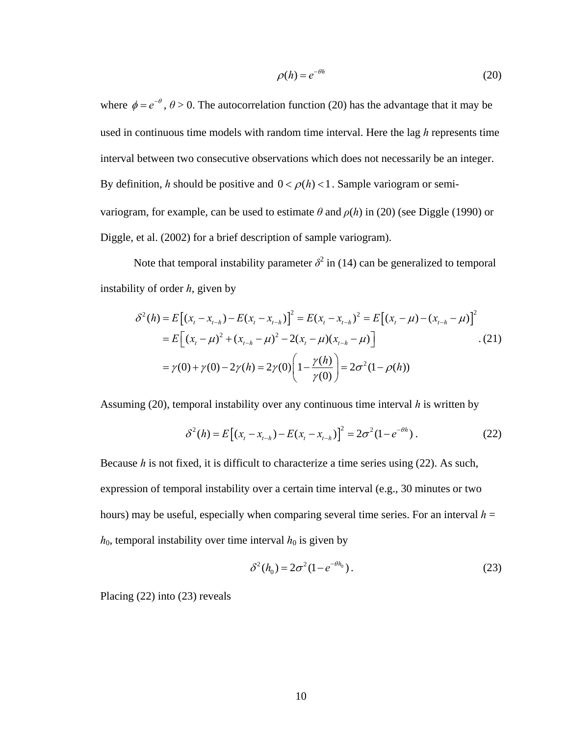$$\rho(h) = e^{-\theta h} \tag{20}$$

where $\phi = e^{-\theta}$, $\theta > 0$. The autocorrelation function (20) has the advantage that it may be used in continuous time models with random time interval. Here the lag $h$ represents time interval between two consecutive observations which does not necessarily be an integer. By definition, $h$ should be positive and $0 < \rho(h) < 1$. Sample variogram or semi-variogram, for example, can be used to estimate $\theta$ and $\rho(h)$ in (20) (see Diggle (1990) or Diggle, et al. (2002) for a brief description of sample variogram).

Note that temporal instability parameter $\delta^2$ in (14) can be generalized to temporal instability of order $h$, given by

$$\begin{aligned}
\delta^2(h) &= E\left[(x_t - x_{t-h}) - E(x_t - x_{t-h})\right]^2 = E(x_t - x_{t-h})^2 = E\left[(x_t - \mu) - (x_{t-h} - \mu)\right]^2 \\
&= E\left[(x_t - \mu)^2 + (x_{t-h} - \mu)^2 - 2(x_t - \mu)(x_{t-h} - \mu)\right] \\
&= \gamma(0) + \gamma(0) - 2\gamma(h) = 2\gamma(0)\left(1 - \frac{\gamma(h)}{\gamma(0)}\right) = 2\sigma^2(1 - \rho(h))
\end{aligned} \tag{21}$$

Assuming (20), temporal instability over any continuous time interval $h$ is written by

$$\delta^2(h) = E\left[(x_t - x_{t-h}) - E(x_t - x_{t-h})\right]^2 = 2\sigma^2(1 - e^{-\theta h}). \tag{22}$$

Because $h$ is not fixed, it is difficult to characterize a time series using (22). As such, expression of temporal instability over a certain time interval (e.g., 30 minutes or two hours) may be useful, especially when comparing several time series. For an interval $h = h_0$, temporal instability over time interval $h_0$ is given by

$$\delta^2(h_0) = 2\sigma^2(1 - e^{-\theta h_0}). \tag{23}$$

Placing (22) into (23) reveals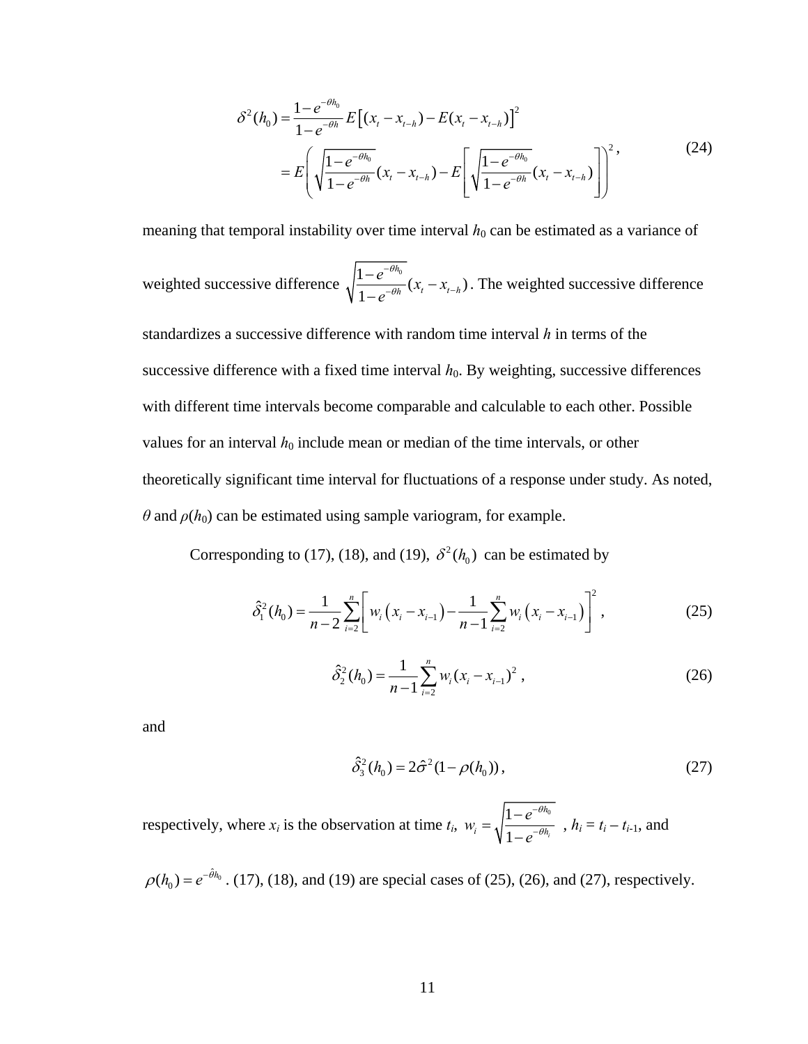$$\delta^2(h_0) = \frac{1-e^{-\theta h_0}}{1-e^{-\theta h}} E\left[(x_t - x_{t-h}) - E(x_t - x_{t-h})\right]^2$$
$$= E\left(\sqrt{\frac{1-e^{-\theta h_0}}{1-e^{-\theta h}}}(x_t - x_{t-h}) - E\left[\sqrt{\frac{1-e^{-\theta h_0}}{1-e^{-\theta h}}}(x_t - x_{t-h})\right]\right)^2, \tag{24}$$

meaning that temporal instability over time interval $h_0$ can be estimated as a variance of weighted successive difference $\sqrt{\frac{1-e^{-\theta h_0}}{1-e^{-\theta h}}}(x_t - x_{t-h})$. The weighted successive difference standardizes a successive difference with random time interval $h$ in terms of the successive difference with a fixed time interval $h_0$. By weighting, successive differences with different time intervals become comparable and calculable to each other. Possible values for an interval $h_0$ include mean or median of the time intervals, or other theoretically significant time interval for fluctuations of a response under study. As noted, $\theta$ and $\rho(h_0)$ can be estimated using sample variogram, for example.

Corresponding to (17), (18), and (19), $\delta^2(h_0)$ can be estimated by

$$\hat{\delta}_1^2(h_0) = \frac{1}{n-2}\sum_{i=2}^{n}\left[w_i\left(x_i - x_{i-1}\right) - \frac{1}{n-1}\sum_{i=2}^{n} w_i\left(x_i - x_{i-1}\right)\right]^2, \tag{25}$$

$$\hat{\delta}_2^2(h_0) = \frac{1}{n-1}\sum_{i=2}^{n} w_i (x_i - x_{i-1})^2, \tag{26}$$

and

$$\hat{\delta}_3^2(h_0) = 2\hat{\sigma}^2(1-\rho(h_0)), \tag{27}$$

respectively, where $x_i$ is the observation at time $t_i$, $w_i = \sqrt{\frac{1-e^{-\theta h_0}}{1-e^{-\theta h_i}}}$ , $h_i = t_i - t_{i-1}$, and $\rho(h_0) = e^{-\hat{\theta} h_0}$. (17), (18), and (19) are special cases of (25), (26), and (27), respectively.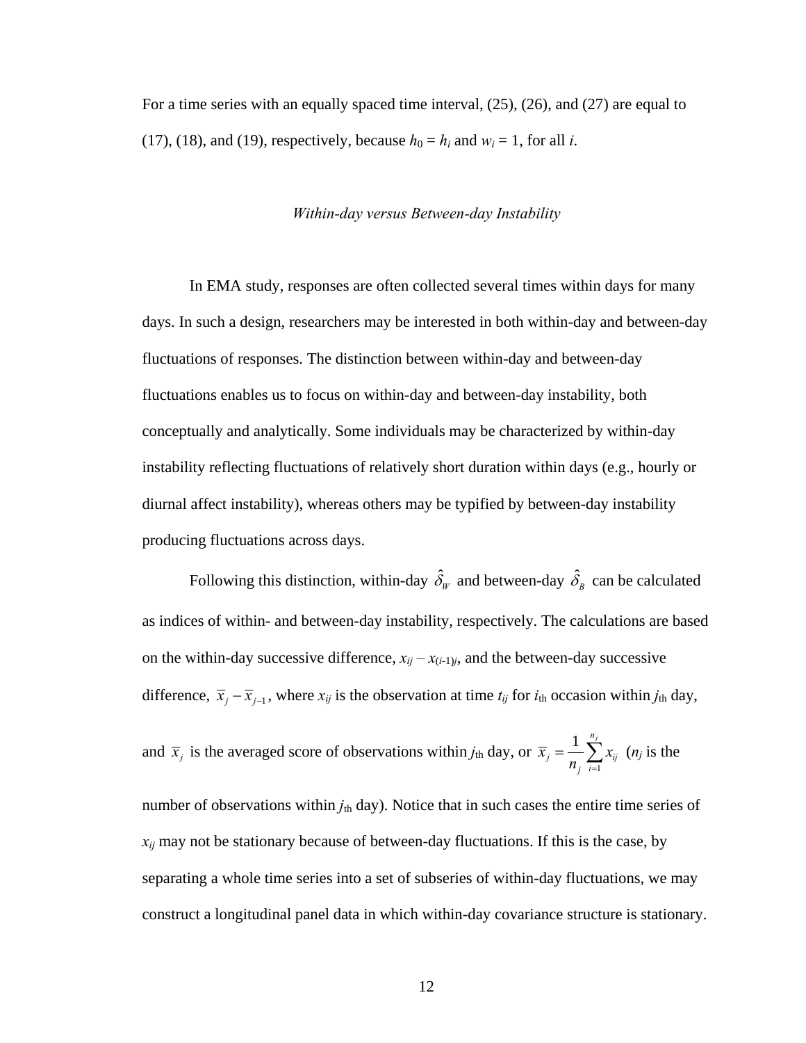For a time series with an equally spaced time interval, (25), (26), and (27) are equal to (17), (18), and (19), respectively, because $h_0 = h_i$ and $w_i = 1$, for all $i$.

### *Within-day versus Between-day Instability*

In EMA study, responses are often collected several times within days for many days. In such a design, researchers may be interested in both within-day and between-day fluctuations of responses. The distinction between within-day and between-day fluctuations enables us to focus on within-day and between-day instability, both conceptually and analytically. Some individuals may be characterized by within-day instability reflecting fluctuations of relatively short duration within days (e.g., hourly or diurnal affect instability), whereas others may be typified by between-day instability producing fluctuations across days.

Following this distinction, within-day $\hat{\delta}_W$ and between-day $\hat{\delta}_B$ can be calculated as indices of within- and between-day instability, respectively. The calculations are based on the within-day successive difference, $x_{ij} - x_{(i-1)j}$, and the between-day successive difference, $\bar{x}_j - \bar{x}_{j-1}$, where $x_{ij}$ is the observation at time $t_{ij}$ for $i_{\text{th}}$ occasion within $j_{\text{th}}$ day, and $\bar{x}_j$ is the averaged score of observations within $j_{\text{th}}$ day, or $\bar{x}_j = \frac{1}{n_j}\sum_{i=1}^{n_j} x_{ij}$ ($n_j$ is the number of observations within $j_{\text{th}}$ day). Notice that in such cases the entire time series of $x_{ij}$ may not be stationary because of between-day fluctuations. If this is the case, by separating a whole time series into a set of subseries of within-day fluctuations, we may construct a longitudinal panel data in which within-day covariance structure is stationary.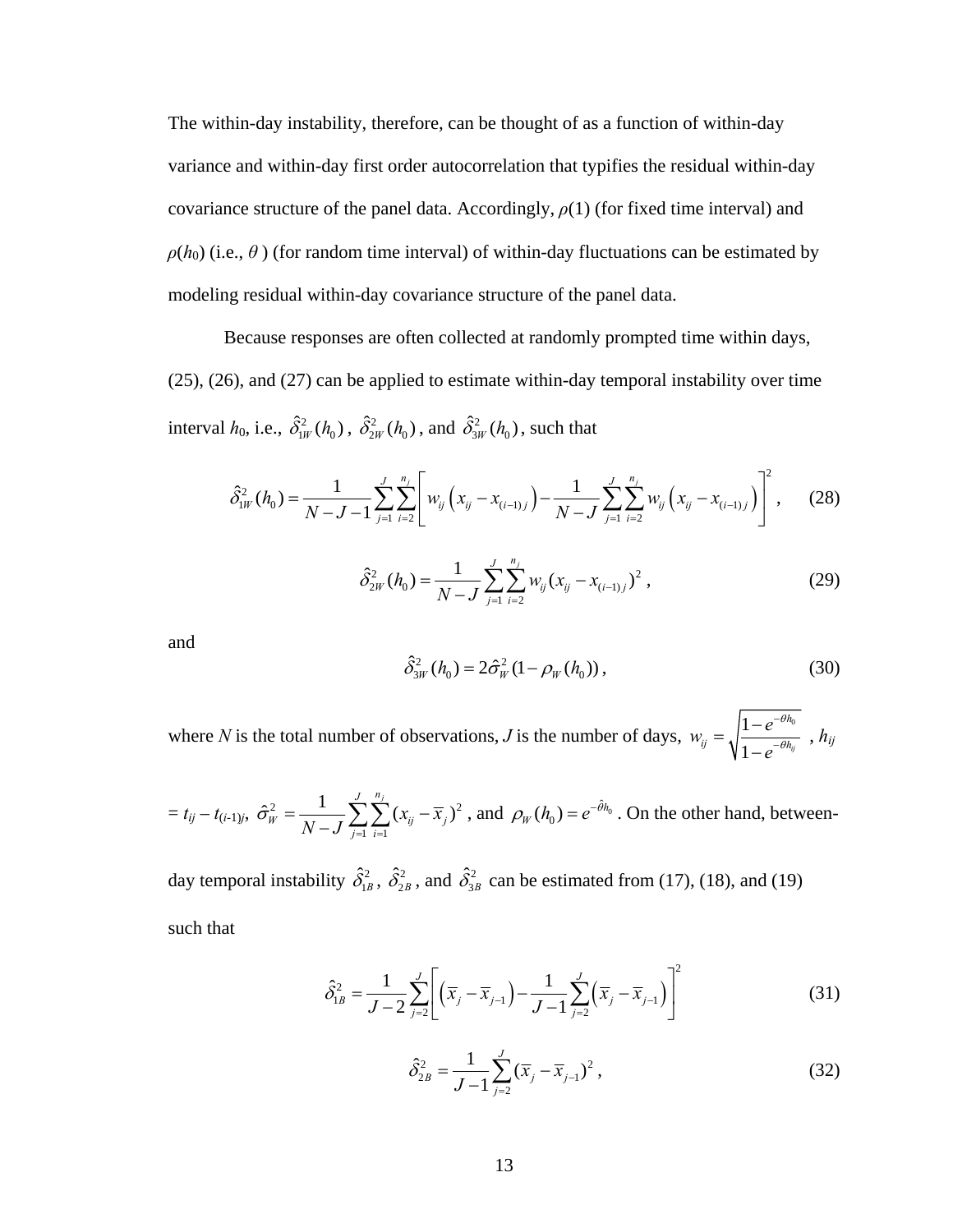The within-day instability, therefore, can be thought of as a function of within-day variance and within-day first order autocorrelation that typifies the residual within-day covariance structure of the panel data. Accordingly, $\rho(1)$ (for fixed time interval) and $\rho(h_0)$ (i.e., $\theta$ ) (for random time interval) of within-day fluctuations can be estimated by modeling residual within-day covariance structure of the panel data.

Because responses are often collected at randomly prompted time within days, (25), (26), and (27) can be applied to estimate within-day temporal instability over time interval $h_0$, i.e., $\hat{\delta}^2_{1W}(h_0)$, $\hat{\delta}^2_{2W}(h_0)$, and $\hat{\delta}^2_{3W}(h_0)$, such that

$$\hat{\delta}^2_{1W}(h_0) = \frac{1}{N-J-1}\sum_{j=1}^{J}\sum_{i=2}^{n_j}\left[ w_{ij}\left(x_{ij} - x_{(i-1)j}\right) - \frac{1}{N-J}\sum_{j=1}^{J}\sum_{i=2}^{n_j} w_{ij}\left(x_{ij} - x_{(i-1)j}\right)\right]^2, \quad (28)$$

$$\hat{\delta}^2_{2W}(h_0) = \frac{1}{N-J}\sum_{j=1}^{J}\sum_{i=2}^{n_j} w_{ij}(x_{ij} - x_{(i-1)j})^2, \quad (29)$$

and

$$\hat{\delta}^2_{3W}(h_0) = 2\hat{\sigma}^2_W(1 - \rho_W(h_0)), \quad (30)$$

where $N$ is the total number of observations, $J$ is the number of days, $w_{ij} = \sqrt{\frac{1-e^{-\theta h_0}}{1-e^{-\theta h_{ij}}}}$, $h_{ij} = t_{ij} - t_{(i-1)j}$, $\hat{\sigma}^2_W = \frac{1}{N-J}\sum_{j=1}^{J}\sum_{i=1}^{n_j}(x_{ij} - \bar{x}_j)^2$, and $\rho_W(h_0) = e^{-\hat{\theta} h_0}$. On the other hand, between-day temporal instability $\hat{\delta}^2_{1B}$, $\hat{\delta}^2_{2B}$, and $\hat{\delta}^2_{3B}$ can be estimated from (17), (18), and (19) such that

$$\hat{\delta}^2_{1B} = \frac{1}{J-2}\sum_{j=2}^{J}\left[\left(\bar{x}_j - \bar{x}_{j-1}\right) - \frac{1}{J-1}\sum_{j=2}^{J}\left(\bar{x}_j - \bar{x}_{j-1}\right)\right]^2 \quad (31)$$

$$\hat{\delta}^2_{2B} = \frac{1}{J-1}\sum_{j=2}^{J}(\bar{x}_j - \bar{x}_{j-1})^2, \quad (32)$$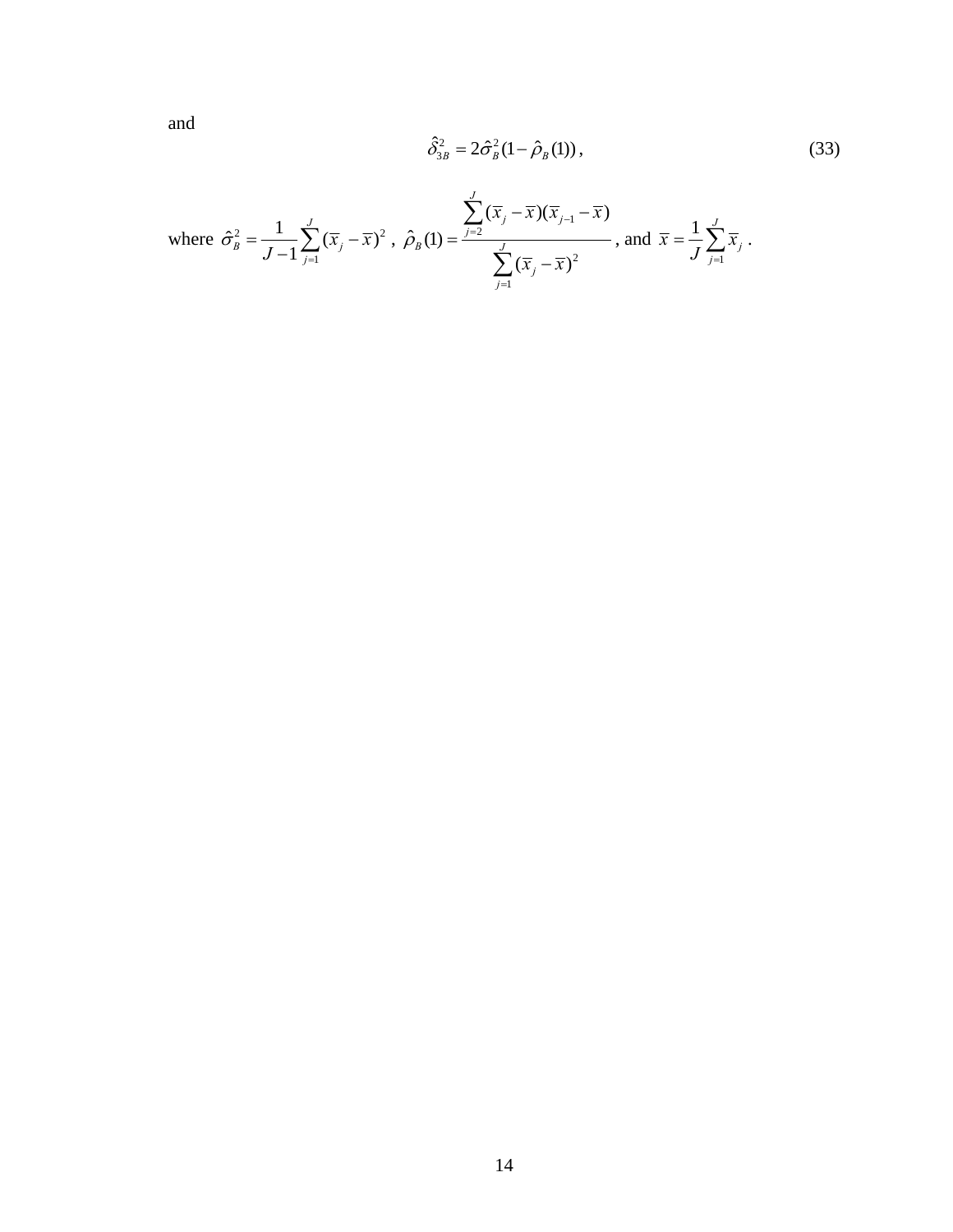and

$$\hat{\hat{\delta}}_{3B}^2 = 2\hat{\sigma}_B^2(1 - \hat{\rho}_B(1)), \tag{33}$$

where $\hat{\sigma}_B^2 = \dfrac{1}{J-1}\sum_{j=1}^{J}(\overline{x}_j - \overline{x})^2$ , $\hat{\rho}_B(1) = \dfrac{\sum_{j=2}^{J}(\overline{x}_j - \overline{x})(\overline{x}_{j-1} - \overline{x})}{\sum_{j=1}^{J}(\overline{x}_j - \overline{x})^2}$ , and $\overline{x} = \dfrac{1}{J}\sum_{j=1}^{J}\overline{x}_j$ .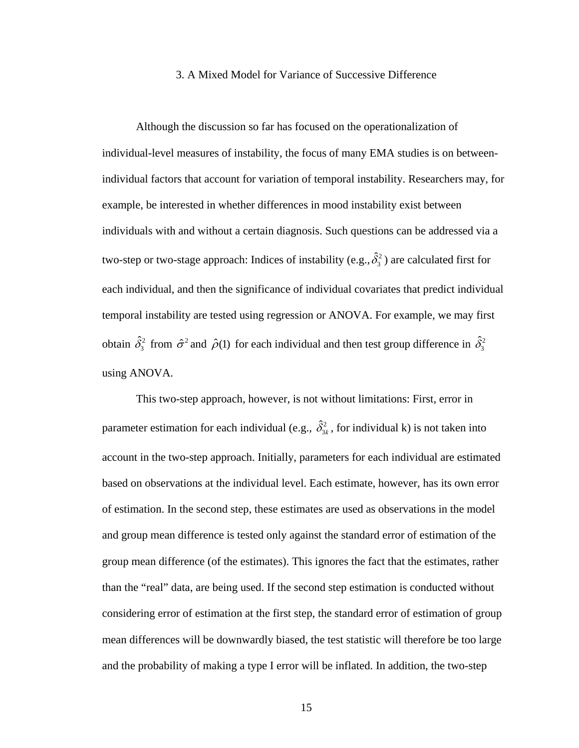## 3. A Mixed Model for Variance of Successive Difference

Although the discussion so far has focused on the operationalization of individual-level measures of instability, the focus of many EMA studies is on between-individual factors that account for variation of temporal instability. Researchers may, for example, be interested in whether differences in mood instability exist between individuals with and without a certain diagnosis. Such questions can be addressed via a two-step or two-stage approach: Indices of instability (e.g., $\hat{\delta}_3^2$) are calculated first for each individual, and then the significance of individual covariates that predict individual temporal instability are tested using regression or ANOVA. For example, we may first obtain $\hat{\delta}_3^2$ from $\hat{\sigma}^2$ and $\hat{\rho}(1)$ for each individual and then test group difference in $\hat{\delta}_3^2$ using ANOVA.

This two-step approach, however, is not without limitations: First, error in parameter estimation for each individual (e.g., $\hat{\delta}_{3k}^2$, for individual k) is not taken into account in the two-step approach. Initially, parameters for each individual are estimated based on observations at the individual level. Each estimate, however, has its own error of estimation. In the second step, these estimates are used as observations in the model and group mean difference is tested only against the standard error of estimation of the group mean difference (of the estimates). This ignores the fact that the estimates, rather than the "real" data, are being used. If the second step estimation is conducted without considering error of estimation at the first step, the standard error of estimation of group mean differences will be downwardly biased, the test statistic will therefore be too large and the probability of making a type I error will be inflated. In addition, the two-step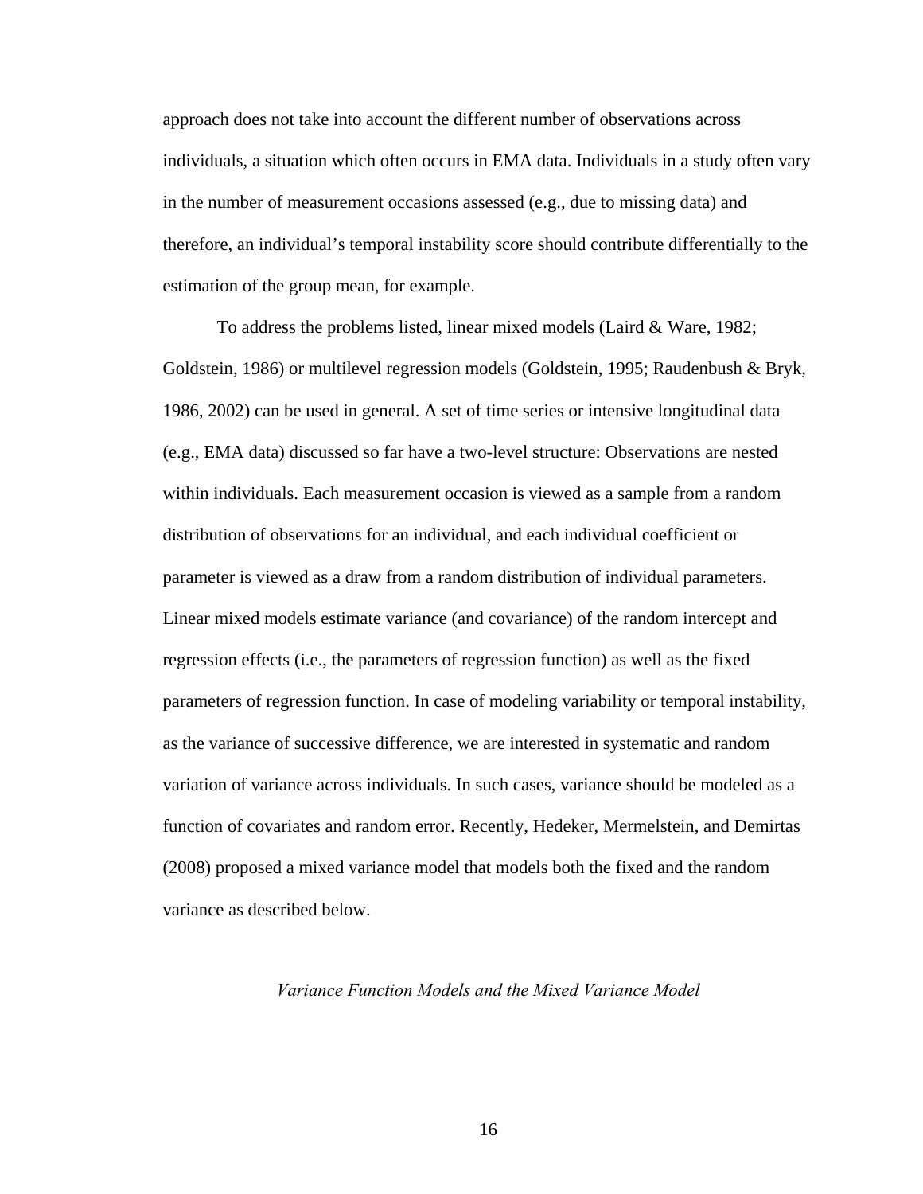approach does not take into account the different number of observations across individuals, a situation which often occurs in EMA data. Individuals in a study often vary in the number of measurement occasions assessed (e.g., due to missing data) and therefore, an individual's temporal instability score should contribute differentially to the estimation of the group mean, for example.

To address the problems listed, linear mixed models (Laird & Ware, 1982; Goldstein, 1986) or multilevel regression models (Goldstein, 1995; Raudenbush & Bryk, 1986, 2002) can be used in general. A set of time series or intensive longitudinal data (e.g., EMA data) discussed so far have a two-level structure: Observations are nested within individuals. Each measurement occasion is viewed as a sample from a random distribution of observations for an individual, and each individual coefficient or parameter is viewed as a draw from a random distribution of individual parameters. Linear mixed models estimate variance (and covariance) of the random intercept and regression effects (i.e., the parameters of regression function) as well as the fixed parameters of regression function. In case of modeling variability or temporal instability, as the variance of successive difference, we are interested in systematic and random variation of variance across individuals. In such cases, variance should be modeled as a function of covariates and random error. Recently, Hedeker, Mermelstein, and Demirtas (2008) proposed a mixed variance model that models both the fixed and the random variance as described below.

### *Variance Function Models and the Mixed Variance Model*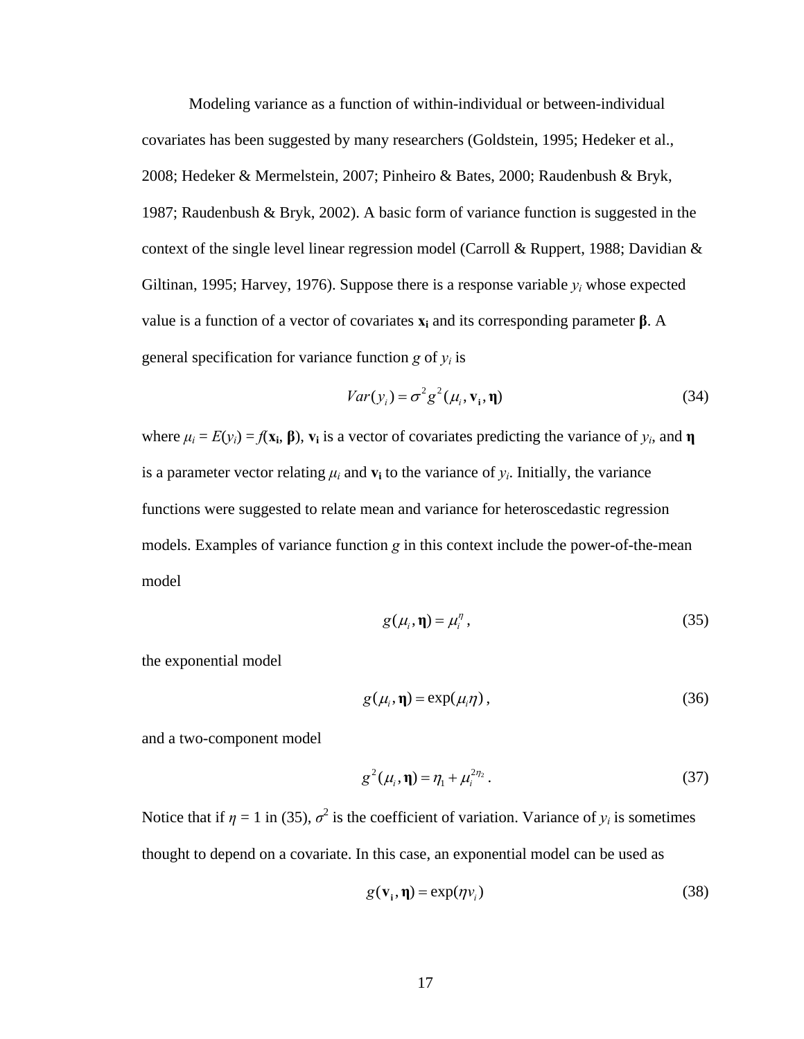Modeling variance as a function of within-individual or between-individual covariates has been suggested by many researchers (Goldstein, 1995; Hedeker et al., 2008; Hedeker & Mermelstein, 2007; Pinheiro & Bates, 2000; Raudenbush & Bryk, 1987; Raudenbush & Bryk, 2002). A basic form of variance function is suggested in the context of the single level linear regression model (Carroll & Ruppert, 1988; Davidian & Giltinan, 1995; Harvey, 1976). Suppose there is a response variable $y_i$ whose expected value is a function of a vector of covariates $\mathbf{x_i}$ and its corresponding parameter $\boldsymbol{\beta}$. A general specification for variance function $g$ of $y_i$ is

$$Var(y_i) = \sigma^2 g^2(\mu_i, \mathbf{v_i}, \boldsymbol{\eta}) \tag{34}$$

where $\mu_i = E(y_i) = f(\mathbf{x_i}, \boldsymbol{\beta})$, $\mathbf{v_i}$ is a vector of covariates predicting the variance of $y_i$, and $\boldsymbol{\eta}$ is a parameter vector relating $\mu_i$ and $\mathbf{v_i}$ to the variance of $y_i$. Initially, the variance functions were suggested to relate mean and variance for heteroscedastic regression models. Examples of variance function $g$ in this context include the power-of-the-mean model

$$g(\mu_i, \boldsymbol{\eta}) = \mu_i^{\eta}, \tag{35}$$

the exponential model

$$g(\mu_i, \boldsymbol{\eta}) = \exp(\mu_i \eta), \tag{36}$$

and a two-component model

$$g^2(\mu_i, \boldsymbol{\eta}) = \eta_1 + \mu_i^{2\eta_2}. \tag{37}$$

Notice that if $\eta = 1$ in (35), $\sigma^2$ is the coefficient of variation. Variance of $y_i$ is sometimes thought to depend on a covariate. In this case, an exponential model can be used as

$$g(\mathbf{v_i}, \boldsymbol{\eta}) = \exp(\eta v_i) \tag{38}$$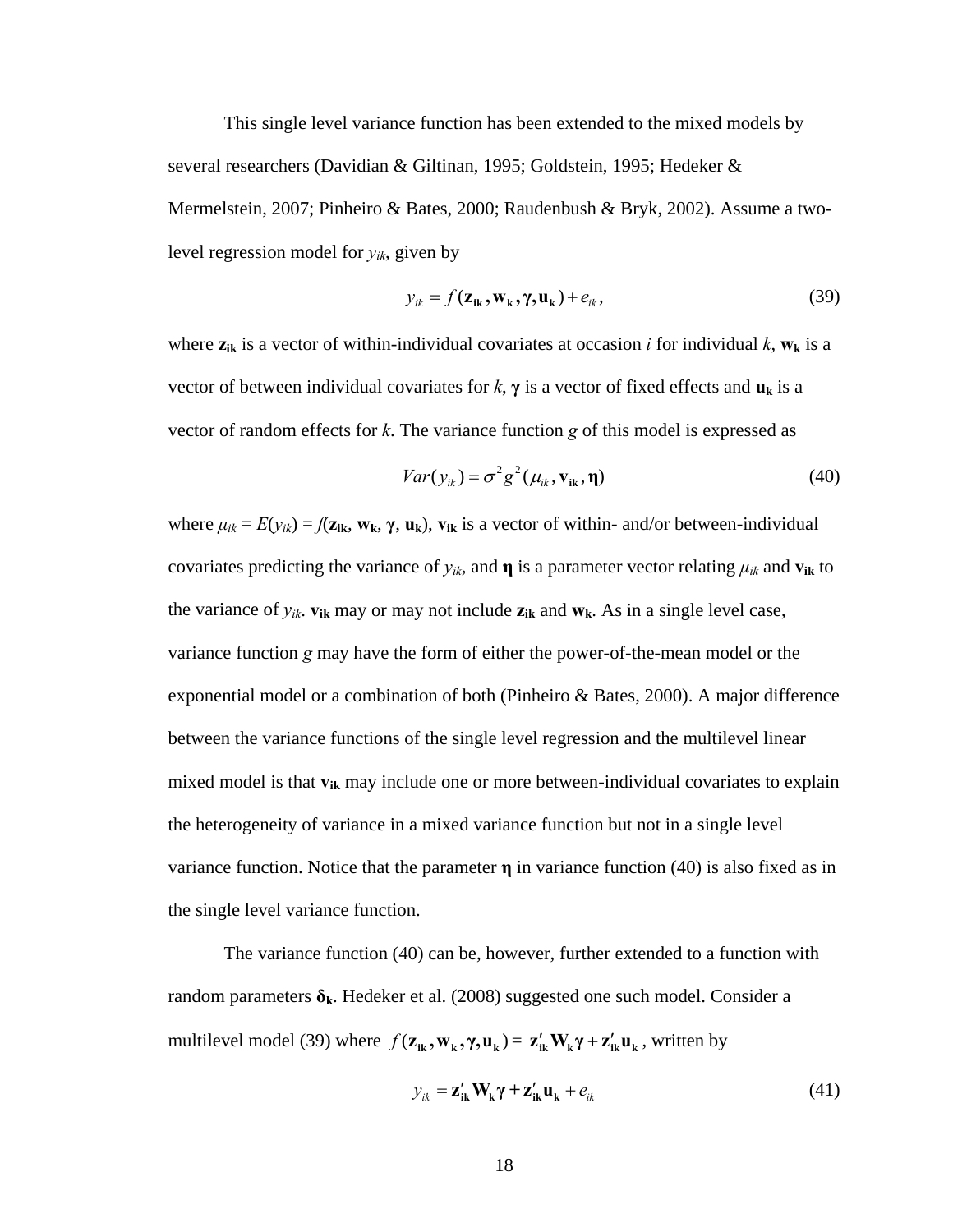This single level variance function has been extended to the mixed models by several researchers (Davidian & Giltinan, 1995; Goldstein, 1995; Hedeker & Mermelstein, 2007; Pinheiro & Bates, 2000; Raudenbush & Bryk, 2002). Assume a two-level regression model for $y_{ik}$, given by

$$y_{ik} = f(\mathbf{z_{ik}}, \mathbf{w_k}, \boldsymbol{\gamma}, \mathbf{u_k}) + e_{ik}, \tag{39}$$

where $\mathbf{z_{ik}}$ is a vector of within-individual covariates at occasion $i$ for individual $k$, $\mathbf{w_k}$ is a vector of between individual covariates for $k$, $\boldsymbol{\gamma}$ is a vector of fixed effects and $\mathbf{u_k}$ is a vector of random effects for $k$. The variance function $g$ of this model is expressed as

$$Var(y_{ik}) = \sigma^2 g^2(\mu_{ik}, \mathbf{v_{ik}}, \boldsymbol{\eta}) \tag{40}$$

where $\mu_{ik} = E(y_{ik}) = f(\mathbf{z_{ik}}, \mathbf{w_k}, \boldsymbol{\gamma}, \mathbf{u_k})$, $\mathbf{v_{ik}}$ is a vector of within- and/or between-individual covariates predicting the variance of $y_{ik}$, and $\boldsymbol{\eta}$ is a parameter vector relating $\mu_{ik}$ and $\mathbf{v_{ik}}$ to the variance of $y_{ik}$. $\mathbf{v_{ik}}$ may or may not include $\mathbf{z_{ik}}$ and $\mathbf{w_k}$. As in a single level case, variance function $g$ may have the form of either the power-of-the-mean model or the exponential model or a combination of both (Pinheiro & Bates, 2000). A major difference between the variance functions of the single level regression and the multilevel linear mixed model is that $\mathbf{v_{ik}}$ may include one or more between-individual covariates to explain the heterogeneity of variance in a mixed variance function but not in a single level variance function. Notice that the parameter $\boldsymbol{\eta}$ in variance function (40) is also fixed as in the single level variance function.

The variance function (40) can be, however, further extended to a function with random parameters $\boldsymbol{\delta_k}$. Hedeker et al. (2008) suggested one such model. Consider a multilevel model (39) where $f(\mathbf{z_{ik}}, \mathbf{w_k}, \boldsymbol{\gamma}, \mathbf{u_k}) = \mathbf{z'_{ik}} \mathbf{W_k} \boldsymbol{\gamma} + \mathbf{z'_{ik}} \mathbf{u_k}$, written by

$$y_{ik} = \mathbf{z'_{ik}} \mathbf{W_k} \boldsymbol{\gamma} + \mathbf{z'_{ik}} \mathbf{u_k} + e_{ik} \tag{41}$$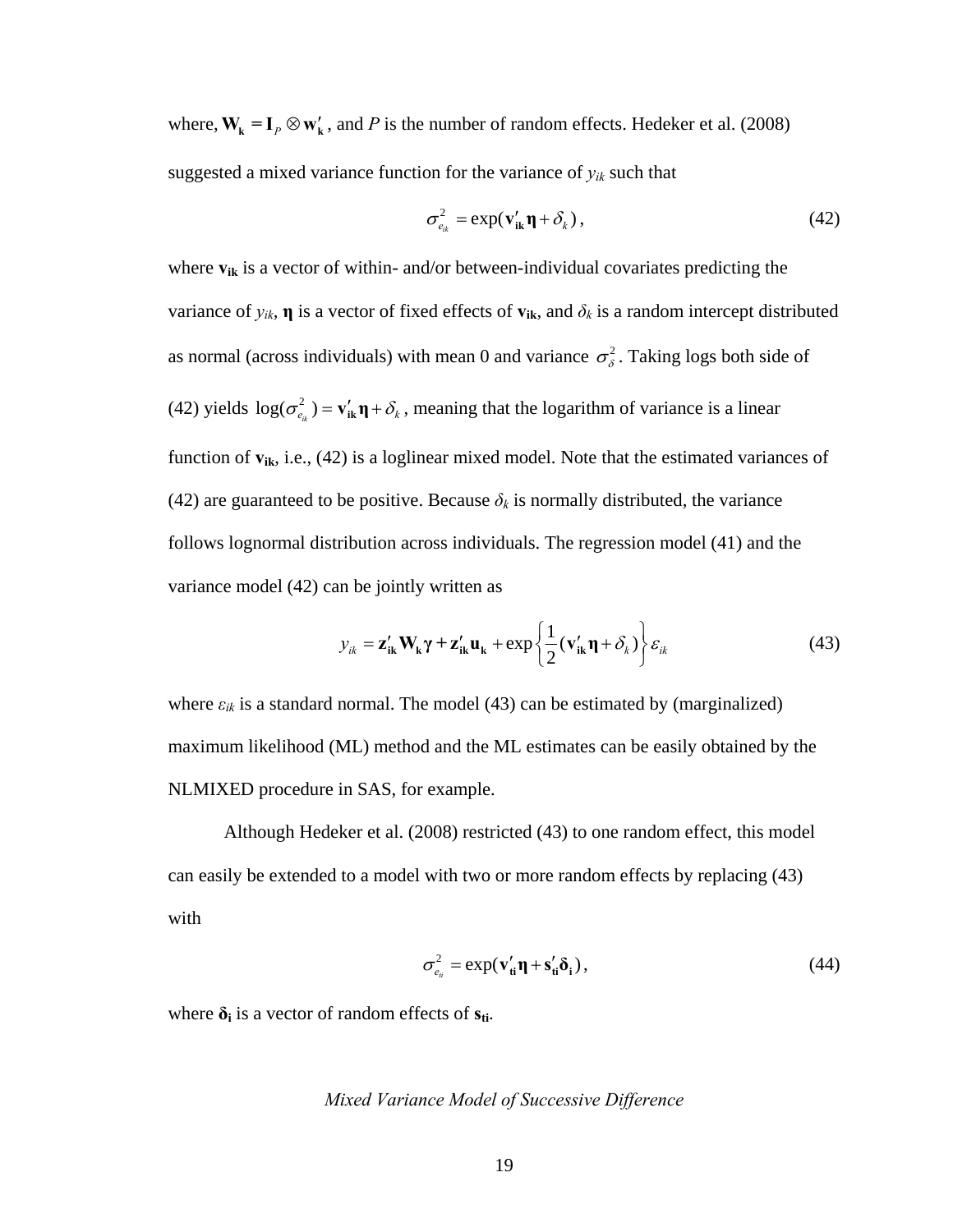where, $\mathbf{W_k} = \mathbf{I}_P \otimes \mathbf{w'_k}$, and $P$ is the number of random effects. Hedeker et al. (2008) suggested a mixed variance function for the variance of $y_{ik}$ such that

$$\sigma^2_{e_{ik}} = \exp(\mathbf{v'_{ik}}\boldsymbol{\eta} + \delta_k), \tag{42}$$

where $\mathbf{v_{ik}}$ is a vector of within- and/or between-individual covariates predicting the variance of $y_{ik}$, $\boldsymbol{\eta}$ is a vector of fixed effects of $\mathbf{v_{ik}}$, and $\delta_k$ is a random intercept distributed as normal (across individuals) with mean 0 and variance $\sigma^2_\delta$. Taking logs both side of (42) yields $\log(\sigma^2_{e_{ik}}) = \mathbf{v'_{ik}}\boldsymbol{\eta} + \delta_k$, meaning that the logarithm of variance is a linear function of $\mathbf{v_{ik}}$, i.e., (42) is a loglinear mixed model. Note that the estimated variances of (42) are guaranteed to be positive. Because $\delta_k$ is normally distributed, the variance follows lognormal distribution across individuals. The regression model (41) and the variance model (42) can be jointly written as

$$y_{ik} = \mathbf{z'_{ik}}\mathbf{W_k}\boldsymbol{\gamma} + \mathbf{z'_{ik}}\mathbf{u_k} + \exp\left\{\frac{1}{2}(\mathbf{v'_{ik}}\boldsymbol{\eta} + \delta_k)\right\}\varepsilon_{ik} \tag{43}$$

where $\varepsilon_{ik}$ is a standard normal. The model (43) can be estimated by (marginalized) maximum likelihood (ML) method and the ML estimates can be easily obtained by the NLMIXED procedure in SAS, for example.

Although Hedeker et al. (2008) restricted (43) to one random effect, this model can easily be extended to a model with two or more random effects by replacing (43) with

$$\sigma^2_{e_{ti}} = \exp(\mathbf{v'_{ti}}\boldsymbol{\eta} + \mathbf{s'_{ti}}\boldsymbol{\delta_i}), \tag{44}$$

where $\boldsymbol{\delta_i}$ is a vector of random effects of $\mathbf{s_{ti}}$.

*Mixed Variance Model of Successive Difference*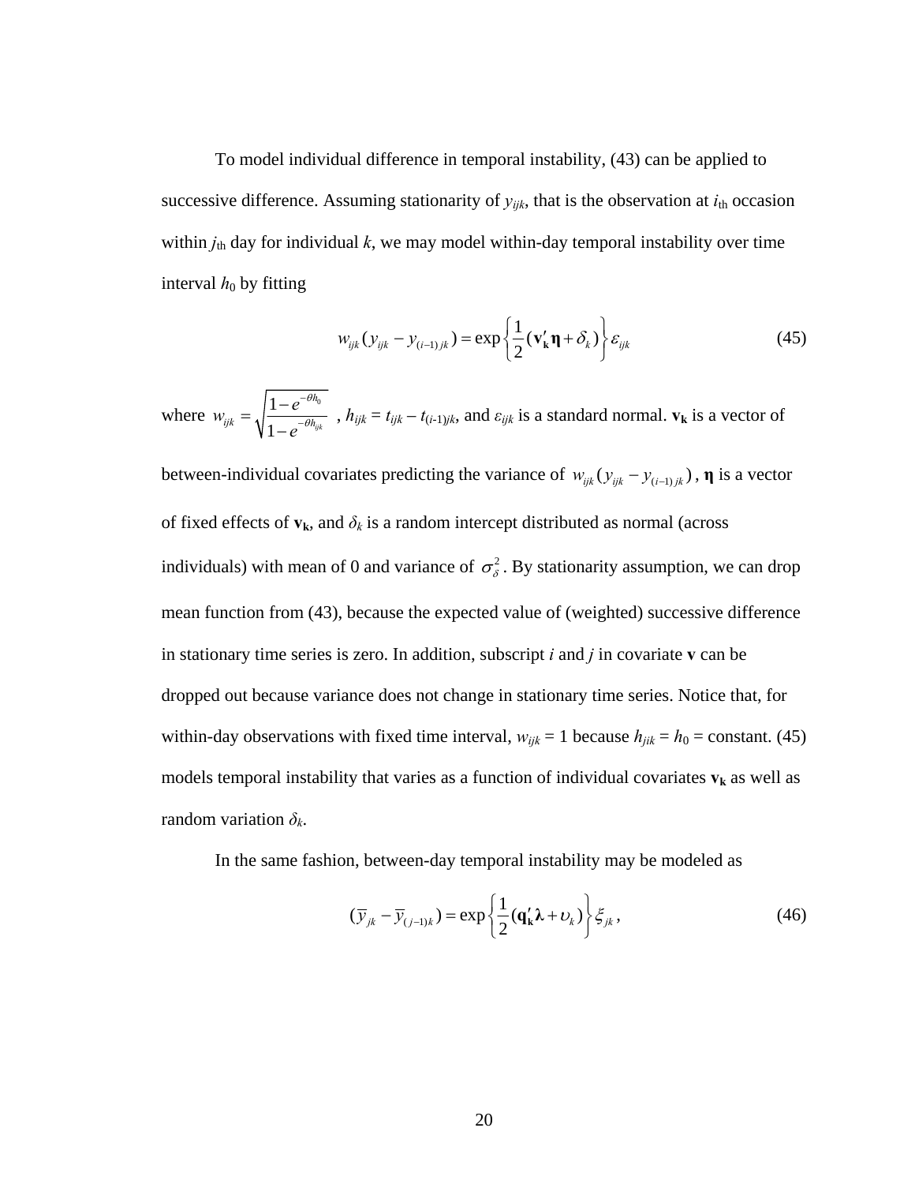To model individual difference in temporal instability, (43) can be applied to successive difference. Assuming stationarity of $y_{ijk}$, that is the observation at $i_{\text{th}}$ occasion within $j_{\text{th}}$ day for individual $k$, we may model within-day temporal instability over time interval $h_0$ by fitting

$$w_{ijk}(y_{ijk} - y_{(i-1)jk}) = \exp\left\{\frac{1}{2}(\mathbf{v}_{\mathbf{k}}'\boldsymbol{\eta} + \delta_k)\right\}\varepsilon_{ijk} \tag{45}$$

where $w_{ijk} = \sqrt{\frac{1-e^{-\theta h_0}}{1-e^{-\theta h_{ijk}}}}$ , $h_{ijk} = t_{ijk} - t_{(i-1)jk}$, and $\varepsilon_{ijk}$ is a standard normal. $\mathbf{v_k}$ is a vector of between-individual covariates predicting the variance of $w_{ijk}(y_{ijk} - y_{(i-1)jk})$, $\boldsymbol{\eta}$ is a vector of fixed effects of $\mathbf{v_k}$, and $\delta_k$ is a random intercept distributed as normal (across individuals) with mean of 0 and variance of $\sigma_\delta^2$. By stationarity assumption, we can drop mean function from (43), because the expected value of (weighted) successive difference in stationary time series is zero. In addition, subscript $i$ and $j$ in covariate $\mathbf{v}$ can be dropped out because variance does not change in stationary time series. Notice that, for within-day observations with fixed time interval, $w_{ijk} = 1$ because $h_{jik} = h_0$ = constant. (45) models temporal instability that varies as a function of individual covariates $\mathbf{v_k}$ as well as random variation $\delta_k$.

In the same fashion, between-day temporal instability may be modeled as

$$(\bar{y}_{jk} - \bar{y}_{(j-1)k}) = \exp\left\{\frac{1}{2}(\mathbf{q}_{\mathbf{k}}'\boldsymbol{\lambda} + \upsilon_k)\right\}\xi_{jk}, \tag{46}$$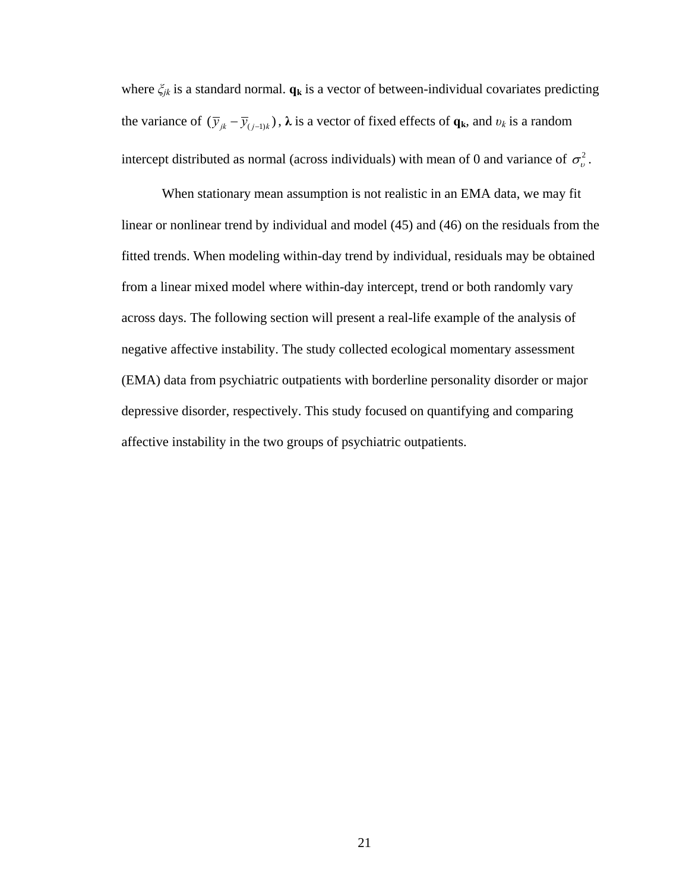where $\xi_{jk}$ is a standard normal. $\mathbf{q_k}$ is a vector of between-individual covariates predicting the variance of $(\bar{y}_{jk} - \bar{y}_{(j-1)k})$, $\boldsymbol{\lambda}$ is a vector of fixed effects of $\mathbf{q_k}$, and $\upsilon_k$ is a random intercept distributed as normal (across individuals) with mean of 0 and variance of $\sigma_{\upsilon}^2$.

When stationary mean assumption is not realistic in an EMA data, we may fit linear or nonlinear trend by individual and model (45) and (46) on the residuals from the fitted trends. When modeling within-day trend by individual, residuals may be obtained from a linear mixed model where within-day intercept, trend or both randomly vary across days. The following section will present a real-life example of the analysis of negative affective instability. The study collected ecological momentary assessment (EMA) data from psychiatric outpatients with borderline personality disorder or major depressive disorder, respectively. This study focused on quantifying and comparing affective instability in the two groups of psychiatric outpatients.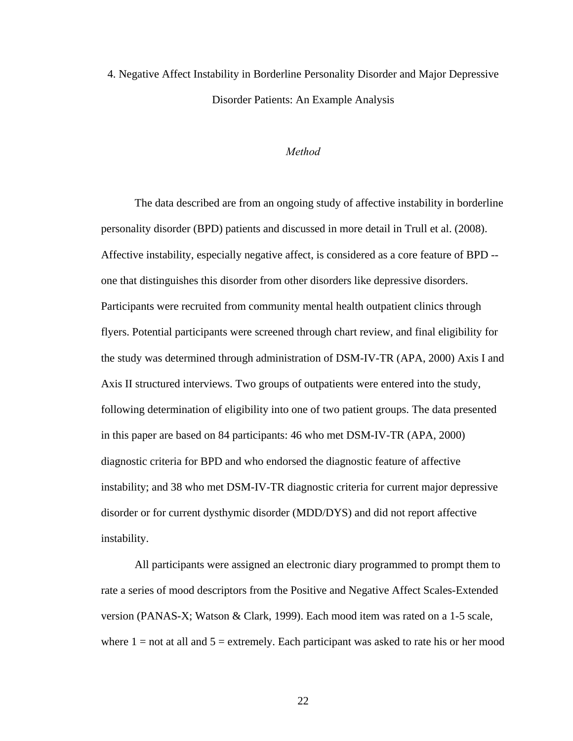# 4. Negative Affect Instability in Borderline Personality Disorder and Major Depressive Disorder Patients: An Example Analysis

## *Method*

The data described are from an ongoing study of affective instability in borderline personality disorder (BPD) patients and discussed in more detail in Trull et al. (2008). Affective instability, especially negative affect, is considered as a core feature of BPD -- one that distinguishes this disorder from other disorders like depressive disorders. Participants were recruited from community mental health outpatient clinics through flyers. Potential participants were screened through chart review, and final eligibility for the study was determined through administration of DSM-IV-TR (APA, 2000) Axis I and Axis II structured interviews. Two groups of outpatients were entered into the study, following determination of eligibility into one of two patient groups. The data presented in this paper are based on 84 participants: 46 who met DSM-IV-TR (APA, 2000) diagnostic criteria for BPD and who endorsed the diagnostic feature of affective instability; and 38 who met DSM-IV-TR diagnostic criteria for current major depressive disorder or for current dysthymic disorder (MDD/DYS) and did not report affective instability.

All participants were assigned an electronic diary programmed to prompt them to rate a series of mood descriptors from the Positive and Negative Affect Scales-Extended version (PANAS-X; Watson & Clark, 1999). Each mood item was rated on a 1-5 scale, where 1 = not at all and 5 = extremely. Each participant was asked to rate his or her mood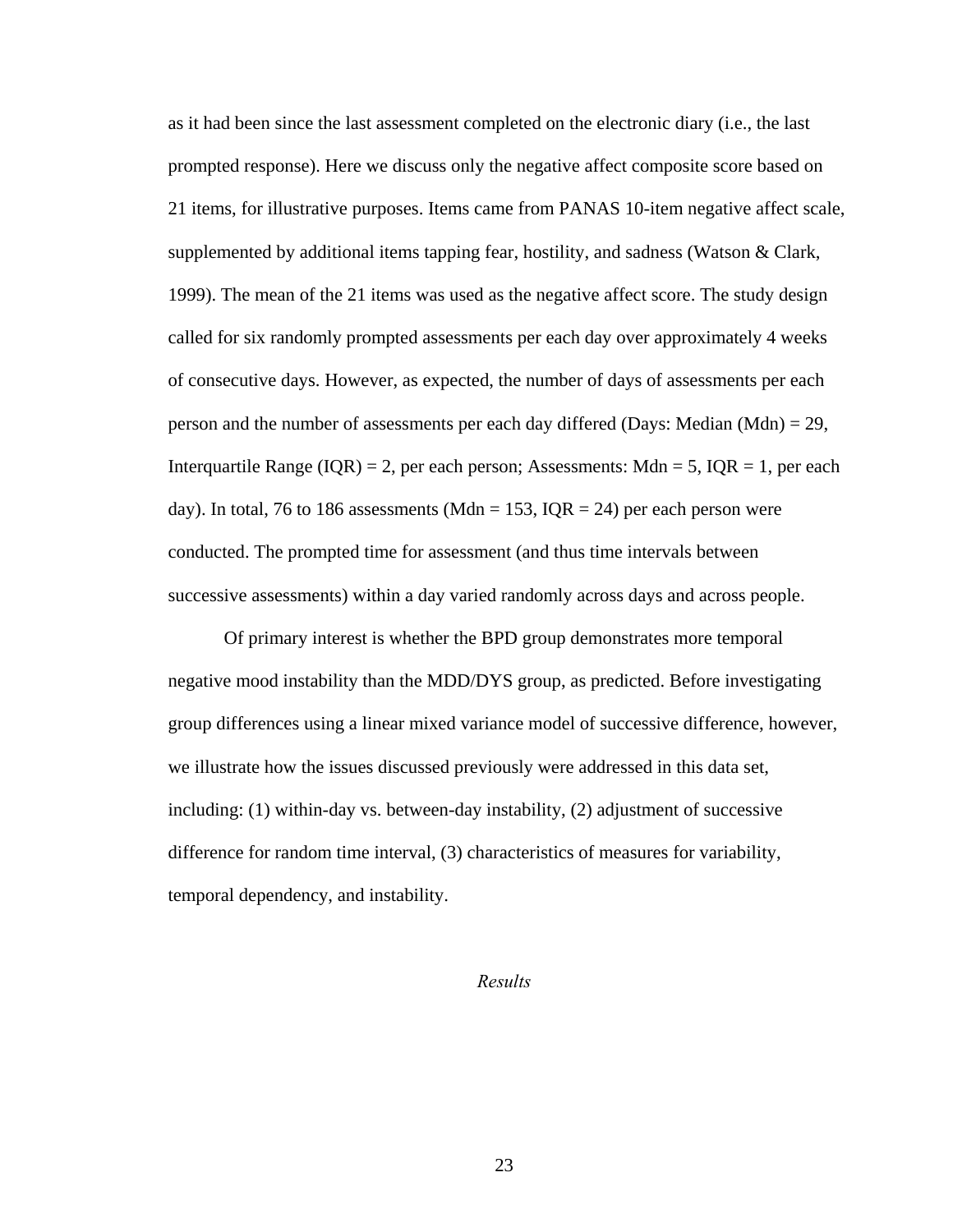as it had been since the last assessment completed on the electronic diary (i.e., the last prompted response). Here we discuss only the negative affect composite score based on 21 items, for illustrative purposes. Items came from PANAS 10-item negative affect scale, supplemented by additional items tapping fear, hostility, and sadness (Watson & Clark, 1999). The mean of the 21 items was used as the negative affect score. The study design called for six randomly prompted assessments per each day over approximately 4 weeks of consecutive days. However, as expected, the number of days of assessments per each person and the number of assessments per each day differed (Days: Median (Mdn) = 29, Interquartile Range (IQR) = 2, per each person; Assessments: Mdn = 5, IQR = 1, per each day). In total, 76 to 186 assessments (Mdn = 153, IQR = 24) per each person were conducted. The prompted time for assessment (and thus time intervals between successive assessments) within a day varied randomly across days and across people.

Of primary interest is whether the BPD group demonstrates more temporal negative mood instability than the MDD/DYS group, as predicted. Before investigating group differences using a linear mixed variance model of successive difference, however, we illustrate how the issues discussed previously were addressed in this data set, including: (1) within-day vs. between-day instability, (2) adjustment of successive difference for random time interval, (3) characteristics of measures for variability, temporal dependency, and instability.

## *Results*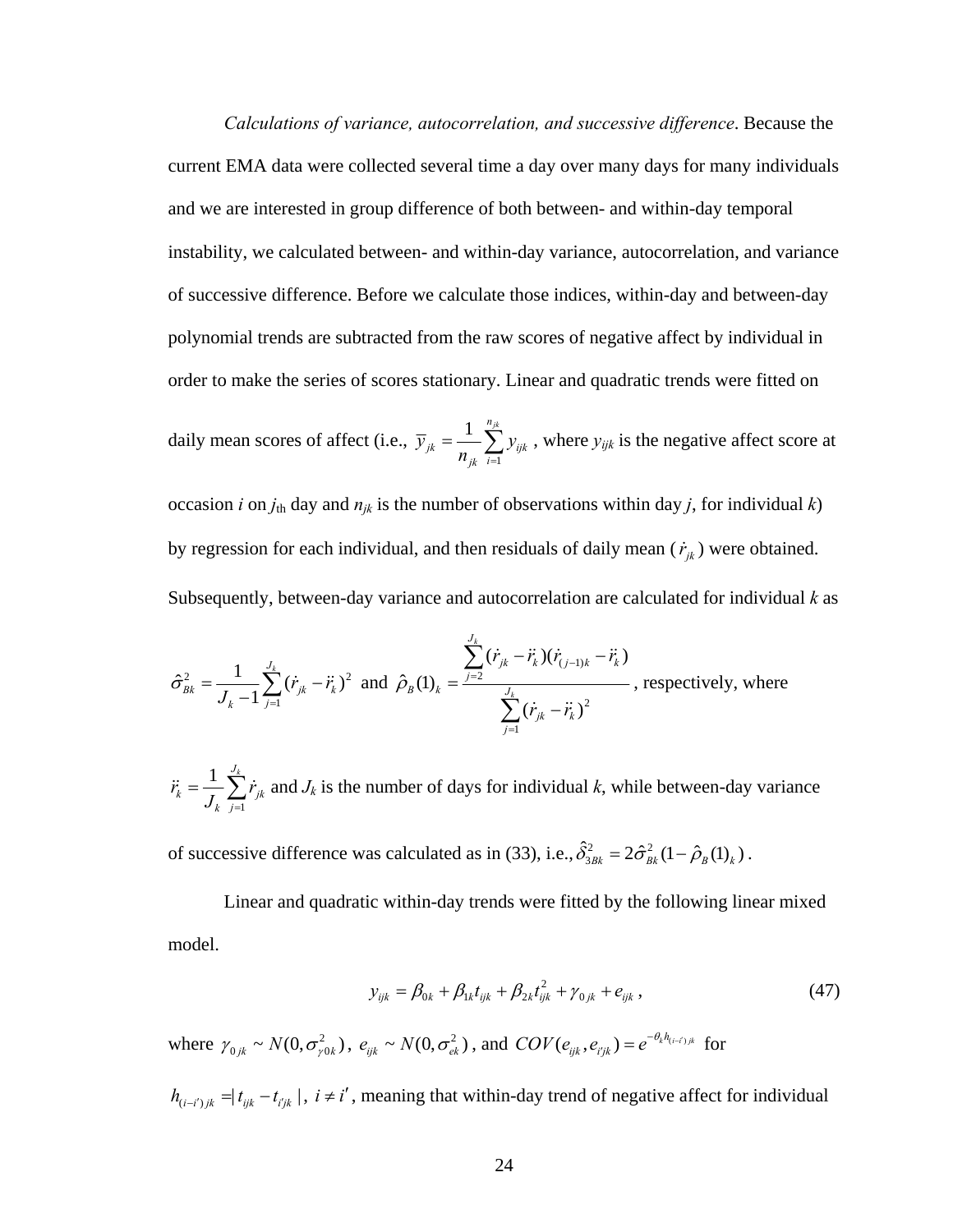*Calculations of variance, autocorrelation, and successive difference*. Because the current EMA data were collected several time a day over many days for many individuals and we are interested in group difference of both between- and within-day temporal instability, we calculated between- and within-day variance, autocorrelation, and variance of successive difference. Before we calculate those indices, within-day and between-day polynomial trends are subtracted from the raw scores of negative affect by individual in order to make the series of scores stationary. Linear and quadratic trends were fitted on daily mean scores of affect (i.e., $\bar{y}_{jk} = \frac{1}{n_{jk}} \sum_{i=1}^{n_{jk}} y_{ijk}$, where $y_{ijk}$ is the negative affect score at occasion $i$ on $j_{\text{th}}$ day and $n_{jk}$ is the number of observations within day $j$, for individual $k$) by regression for each individual, and then residuals of daily mean ($\dot{r}_{jk}$) were obtained. Subsequently, between-day variance and autocorrelation are calculated for individual $k$ as

$$\hat{\sigma}_{Bk}^2 = \frac{1}{J_k - 1} \sum_{j=1}^{J_k} (\dot{r}_{jk} - \ddot{r}_k)^2 \text{ and } \hat{\rho}_B(1)_k = \frac{\sum_{j=2}^{J_k} (\dot{r}_{jk} - \ddot{r}_k)(\dot{r}_{(j-1)k} - \ddot{r}_k)}{\sum_{j=1}^{J_k} (\dot{r}_{jk} - \ddot{r}_k)^2}$$

, respectively, where $\ddot{r}_k = \frac{1}{J_k} \sum_{j=1}^{J_k} \dot{r}_{jk}$ and $J_k$ is the number of days for individual $k$, while between-day variance of successive difference was calculated as in (33), i.e., $\hat{\delta}_{3Bk}^2 = 2\hat{\sigma}_{Bk}^2 (1 - \hat{\rho}_B(1)_k)$.

Linear and quadratic within-day trends were fitted by the following linear mixed model.

$$y_{ijk} = \beta_{0k} + \beta_{1k} t_{ijk} + \beta_{2k} t_{ijk}^2 + \gamma_{0jk} + e_{ijk}, \tag{47}$$

where $\gamma_{0jk} \sim N(0, \sigma_{\gamma 0k}^2)$, $e_{ijk} \sim N(0, \sigma_{ek}^2)$, and $COV(e_{ijk}, e_{i'jk}) = e^{-\theta_k h_{(i-i')jk}}$ for $h_{(i-i')jk} = |t_{ijk} - t_{i'jk}|$, $i \neq i'$, meaning that within-day trend of negative affect for individual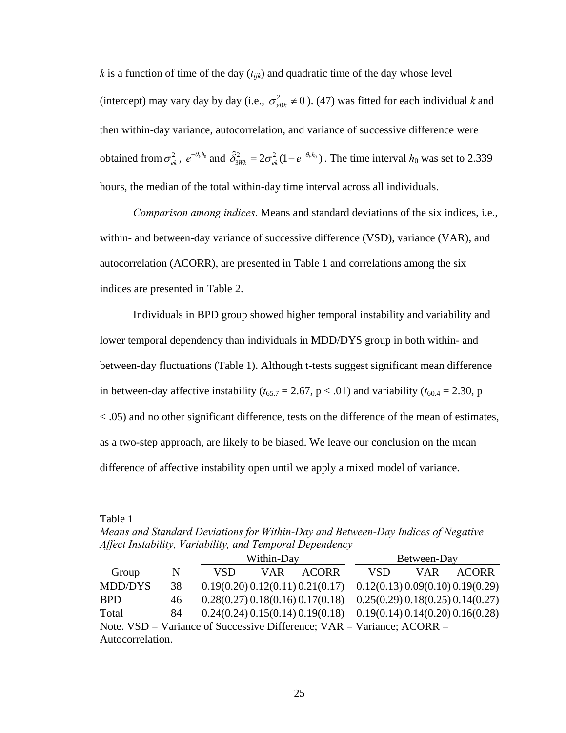$k$ is a function of time of the day ($t_{ijk}$) and quadratic time of the day whose level (intercept) may vary day by day (i.e., $\sigma^2_{\gamma 0k} \neq 0$ ). (47) was fitted for each individual $k$ and then within-day variance, autocorrelation, and variance of successive difference were obtained from $\sigma^2_{ek}$, $e^{-\theta_k h_0}$ and $\hat{\delta}^2_{3Wk} = 2\sigma^2_{ek}(1 - e^{-\theta_k h_0})$. The time interval $h_0$ was set to 2.339 hours, the median of the total within-day time interval across all individuals.

*Comparison among indices*. Means and standard deviations of the six indices, i.e., within- and between-day variance of successive difference (VSD), variance (VAR), and autocorrelation (ACORR), are presented in Table 1 and correlations among the six indices are presented in Table 2.

Individuals in BPD group showed higher temporal instability and variability and lower temporal dependency than individuals in MDD/DYS group in both within- and between-day fluctuations (Table 1). Although t-tests suggest significant mean difference in between-day affective instability ($t_{65.7} = 2.67$, $p < .01$) and variability ($t_{60.4} = 2.30$, $p < .05$) and no other significant difference, tests on the difference of the mean of estimates, as a two-step approach, are likely to be biased. We leave our conclusion on the mean difference of affective instability open until we apply a mixed model of variance.

Table 1
*Means and Standard Deviations for Within-Day and Between-Day Indices of Negative Affect Instability, Variability, and Temporal Dependency*

| | | Within-Day | | | Between-Day | | |
|---|---|---|---|---|---|---|---|
| Group | N | VSD | VAR | ACORR | VSD | VAR | ACORR |
| MDD/DYS | 38 | 0.19(0.20) | 0.12(0.11) | 0.21(0.17) | 0.12(0.13) | 0.09(0.10) | 0.19(0.29) |
| BPD | 46 | 0.28(0.27) | 0.18(0.16) | 0.17(0.18) | 0.25(0.29) | 0.18(0.25) | 0.14(0.27) |
| Total | 84 | 0.24(0.24) | 0.15(0.14) | 0.19(0.18) | 0.19(0.14) | 0.14(0.20) | 0.16(0.28) |

Note. VSD = Variance of Successive Difference; VAR = Variance; ACORR = Autocorrelation.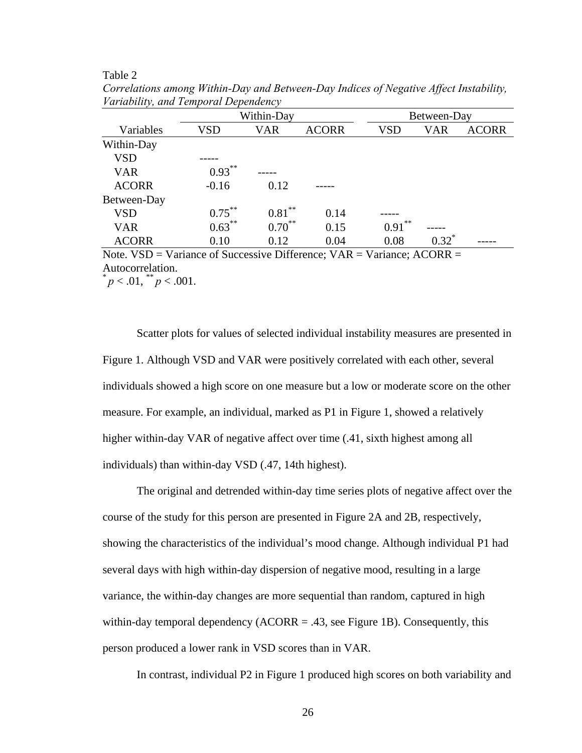Table 2

*Correlations among Within-Day and Between-Day Indices of Negative Affect Instability, Variability, and Temporal Dependency*

| | Within-Day | | | Between-Day | | |
|---|---|---|---|---|---|---|
| Variables | VSD | VAR | ACORR | VSD | VAR | ACORR |
| Within-Day | | | | | | |
| VSD | ----- | | | | | |
| VAR | 0.93** | ----- | | | | |
| ACORR | -0.16 | 0.12 | ----- | | | |
| Between-Day | | | | | | |
| VSD | 0.75** | 0.81** | 0.14 | ----- | | |
| VAR | 0.63** | 0.70** | 0.15 | 0.91** | ----- | |
| ACORR | 0.10 | 0.12 | 0.04 | 0.08 | 0.32* | ----- |

Note. VSD = Variance of Successive Difference; VAR = Variance; ACORR = Autocorrelation.
* $p < .01$, ** $p < .001$.

Scatter plots for values of selected individual instability measures are presented in Figure 1. Although VSD and VAR were positively correlated with each other, several individuals showed a high score on one measure but a low or moderate score on the other measure. For example, an individual, marked as P1 in Figure 1, showed a relatively higher within-day VAR of negative affect over time (.41, sixth highest among all individuals) than within-day VSD (.47, 14th highest).

The original and detrended within-day time series plots of negative affect over the course of the study for this person are presented in Figure 2A and 2B, respectively, showing the characteristics of the individual's mood change. Although individual P1 had several days with high within-day dispersion of negative mood, resulting in a large variance, the within-day changes are more sequential than random, captured in high within-day temporal dependency (ACORR = .43, see Figure 1B). Consequently, this person produced a lower rank in VSD scores than in VAR.

In contrast, individual P2 in Figure 1 produced high scores on both variability and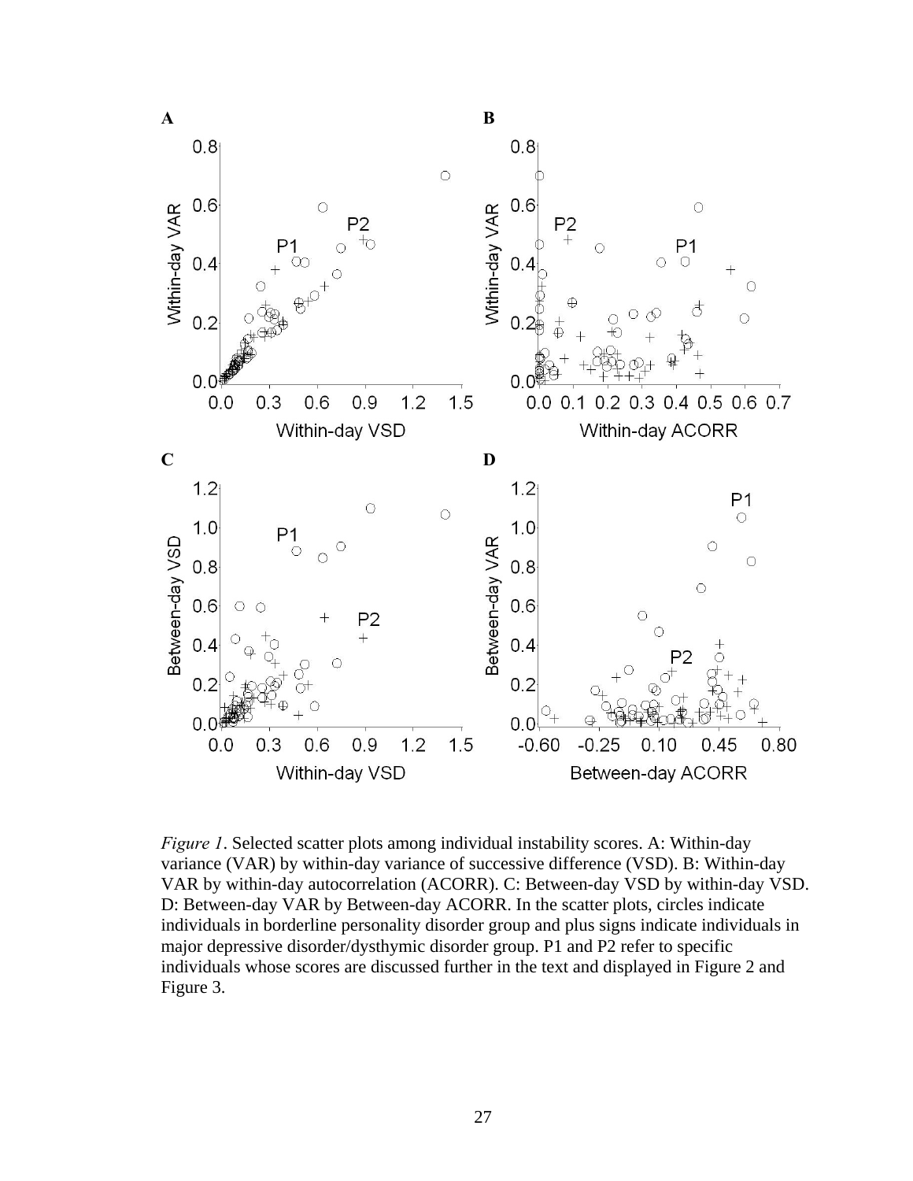*Figure 1*. Selected scatter plots among individual instability scores. A: Within-day variance (VAR) by within-day variance of successive difference (VSD). B: Within-day VAR by within-day autocorrelation (ACORR). C: Between-day VSD by within-day VSD. D: Between-day VAR by Between-day ACORR. In the scatter plots, circles indicate individuals in borderline personality disorder group and plus signs indicate individuals in major depressive disorder/dysthymic disorder group. P1 and P2 refer to specific individuals whose scores are discussed further in the text and displayed in Figure 2 and Figure 3.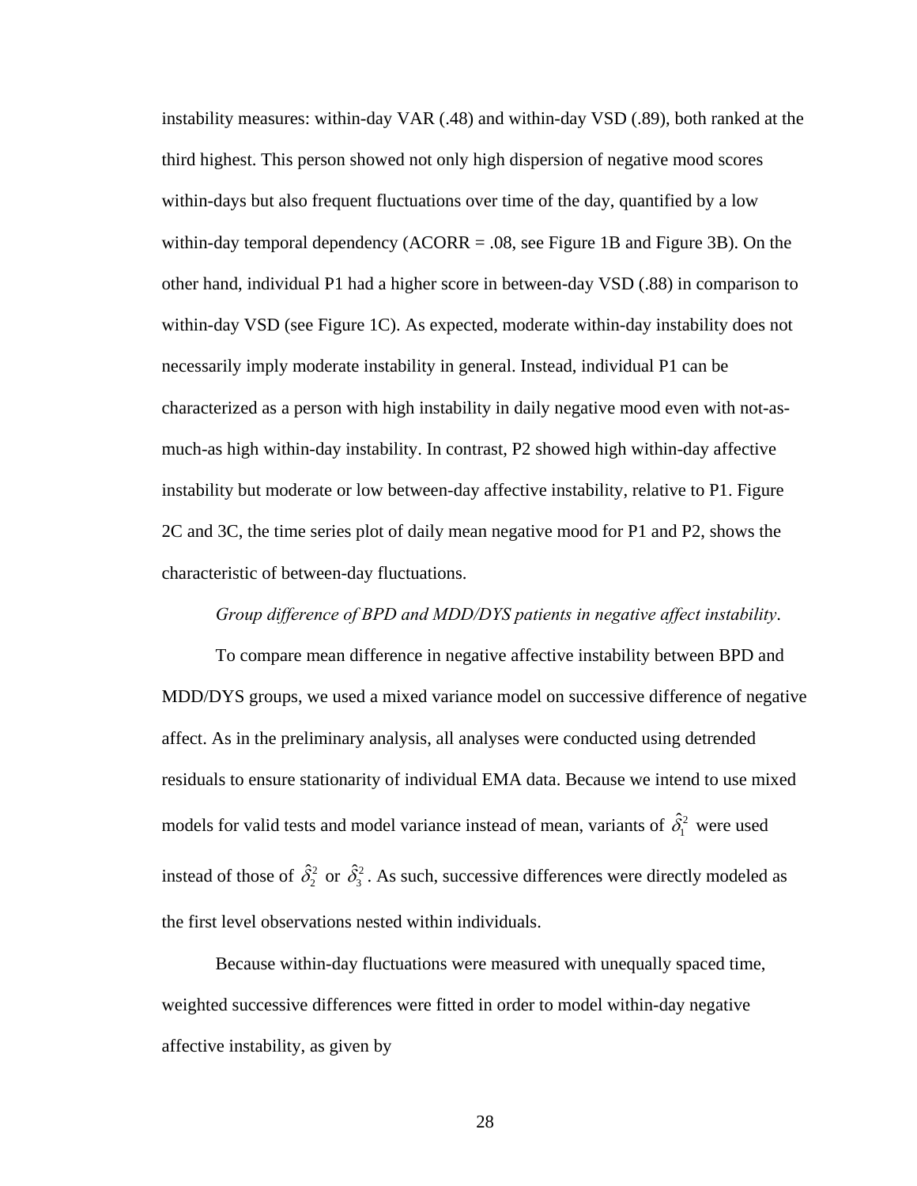instability measures: within-day VAR (.48) and within-day VSD (.89), both ranked at the third highest. This person showed not only high dispersion of negative mood scores within-days but also frequent fluctuations over time of the day, quantified by a low within-day temporal dependency (ACORR = .08, see Figure 1B and Figure 3B). On the other hand, individual P1 had a higher score in between-day VSD (.88) in comparison to within-day VSD (see Figure 1C). As expected, moderate within-day instability does not necessarily imply moderate instability in general. Instead, individual P1 can be characterized as a person with high instability in daily negative mood even with not-as-much-as high within-day instability. In contrast, P2 showed high within-day affective instability but moderate or low between-day affective instability, relative to P1. Figure 2C and 3C, the time series plot of daily mean negative mood for P1 and P2, shows the characteristic of between-day fluctuations.

*Group difference of BPD and MDD/DYS patients in negative affect instability.*

To compare mean difference in negative affective instability between BPD and MDD/DYS groups, we used a mixed variance model on successive difference of negative affect. As in the preliminary analysis, all analyses were conducted using detrended residuals to ensure stationarity of individual EMA data. Because we intend to use mixed models for valid tests and model variance instead of mean, variants of $\hat{\delta}_1^2$ were used instead of those of $\hat{\delta}_2^2$ or $\hat{\delta}_3^2$. As such, successive differences were directly modeled as the first level observations nested within individuals.

Because within-day fluctuations were measured with unequally spaced time, weighted successive differences were fitted in order to model within-day negative affective instability, as given by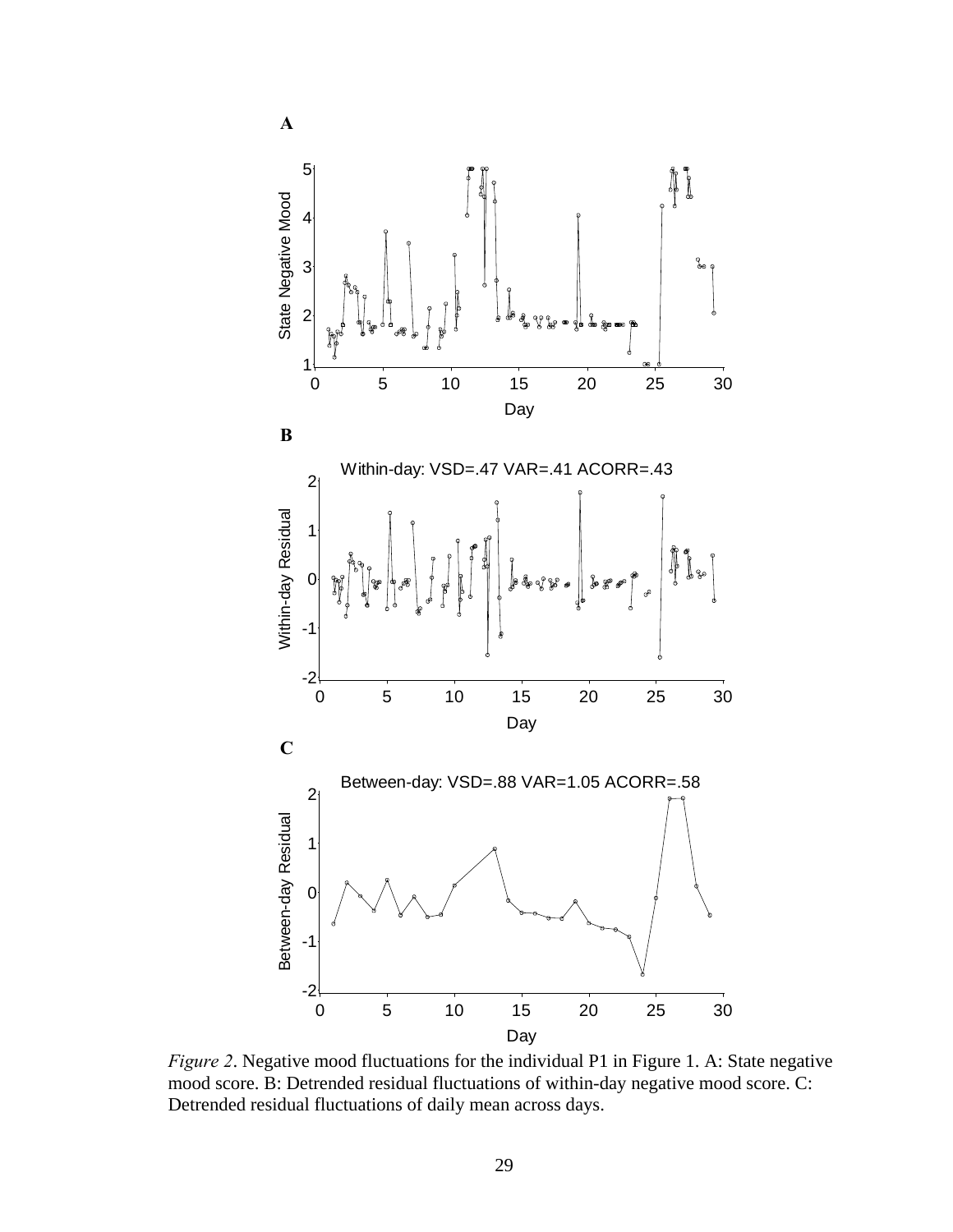**A**

**B**

**C**

*Figure 2*. Negative mood fluctuations for the individual P1 in Figure 1. A: State negative mood score. B: Detrended residual fluctuations of within-day negative mood score. C: Detrended residual fluctuations of daily mean across days.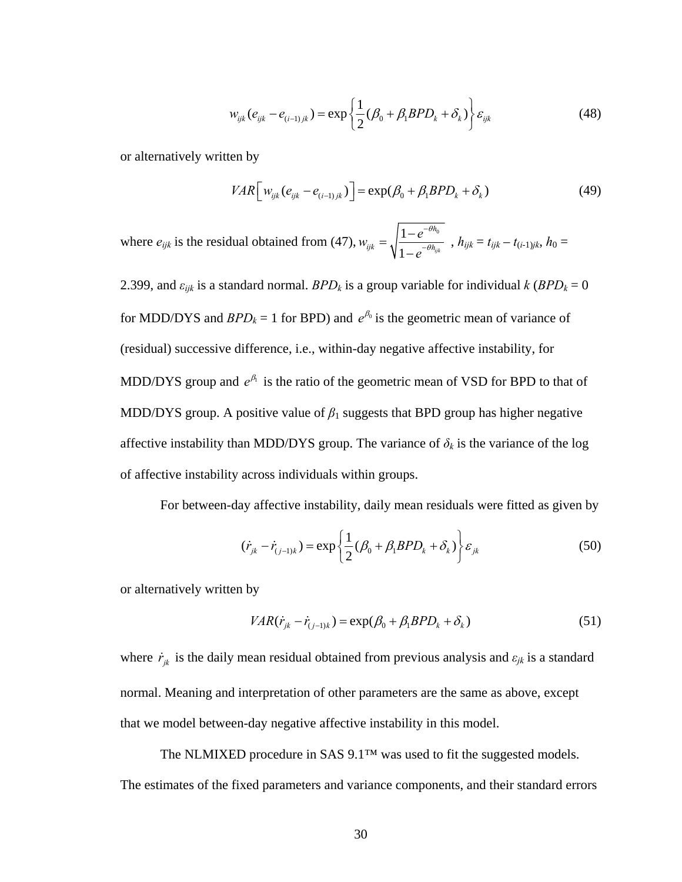$$w_{ijk}(e_{ijk} - e_{(i-1)jk}) = \exp\left\{\frac{1}{2}(\beta_0 + \beta_1 BPD_k + \delta_k)\right\}\varepsilon_{ijk} \tag{48}$$

or alternatively written by

$$VAR\left[w_{ijk}(e_{ijk} - e_{(i-1)jk})\right] = \exp(\beta_0 + \beta_1 BPD_k + \delta_k) \tag{49}$$

where $e_{ijk}$ is the residual obtained from (47), $w_{ijk} = \sqrt{\frac{1-e^{-\theta h_0}}{1-e^{-\theta h_{ijk}}}}$ , $h_{ijk} = t_{ijk} - t_{(i-1)jk}$, $h_0 =$ 2.399, and $\varepsilon_{ijk}$ is a standard normal. $BPD_k$ is a group variable for individual $k$ ($BPD_k = 0$ for MDD/DYS and $BPD_k = 1$ for BPD) and $e^{\beta_0}$ is the geometric mean of variance of (residual) successive difference, i.e., within-day negative affective instability, for MDD/DYS group and $e^{\beta_1}$ is the ratio of the geometric mean of VSD for BPD to that of MDD/DYS group. A positive value of $\beta_1$ suggests that BPD group has higher negative affective instability than MDD/DYS group. The variance of $\delta_k$ is the variance of the log of affective instability across individuals within groups.

For between-day affective instability, daily mean residuals were fitted as given by

$$(\dot{r}_{jk} - \dot{r}_{(j-1)k}) = \exp\left\{\frac{1}{2}(\beta_0 + \beta_1 BPD_k + \delta_k)\right\}\varepsilon_{jk} \tag{50}$$

or alternatively written by

$$VAR(\dot{r}_{jk} - \dot{r}_{(j-1)k}) = \exp(\beta_0 + \beta_1 BPD_k + \delta_k) \tag{51}$$

where $\dot{r}_{jk}$ is the daily mean residual obtained from previous analysis and $\varepsilon_{jk}$ is a standard normal. Meaning and interpretation of other parameters are the same as above, except that we model between-day negative affective instability in this model.

The NLMIXED procedure in SAS 9.1™ was used to fit the suggested models. The estimates of the fixed parameters and variance components, and their standard errors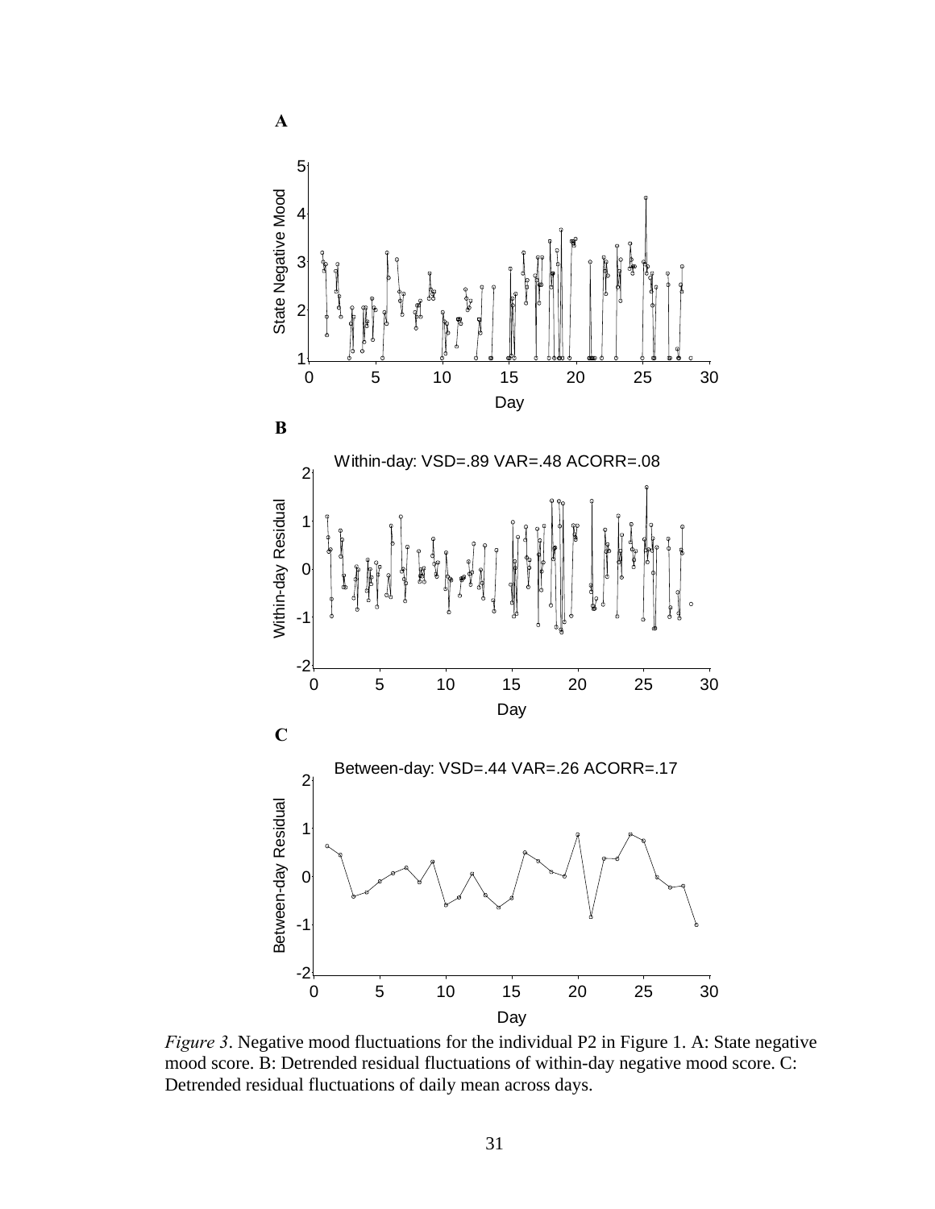**A**

**B**

Within-day: VSD=.89 VAR=.48 ACORR=.08

**C**

Between-day: VSD=.44 VAR=.26 ACORR=.17

*Figure 3*. Negative mood fluctuations for the individual P2 in Figure 1. A: State negative mood score. B: Detrended residual fluctuations of within-day negative mood score. C: Detrended residual fluctuations of daily mean across days.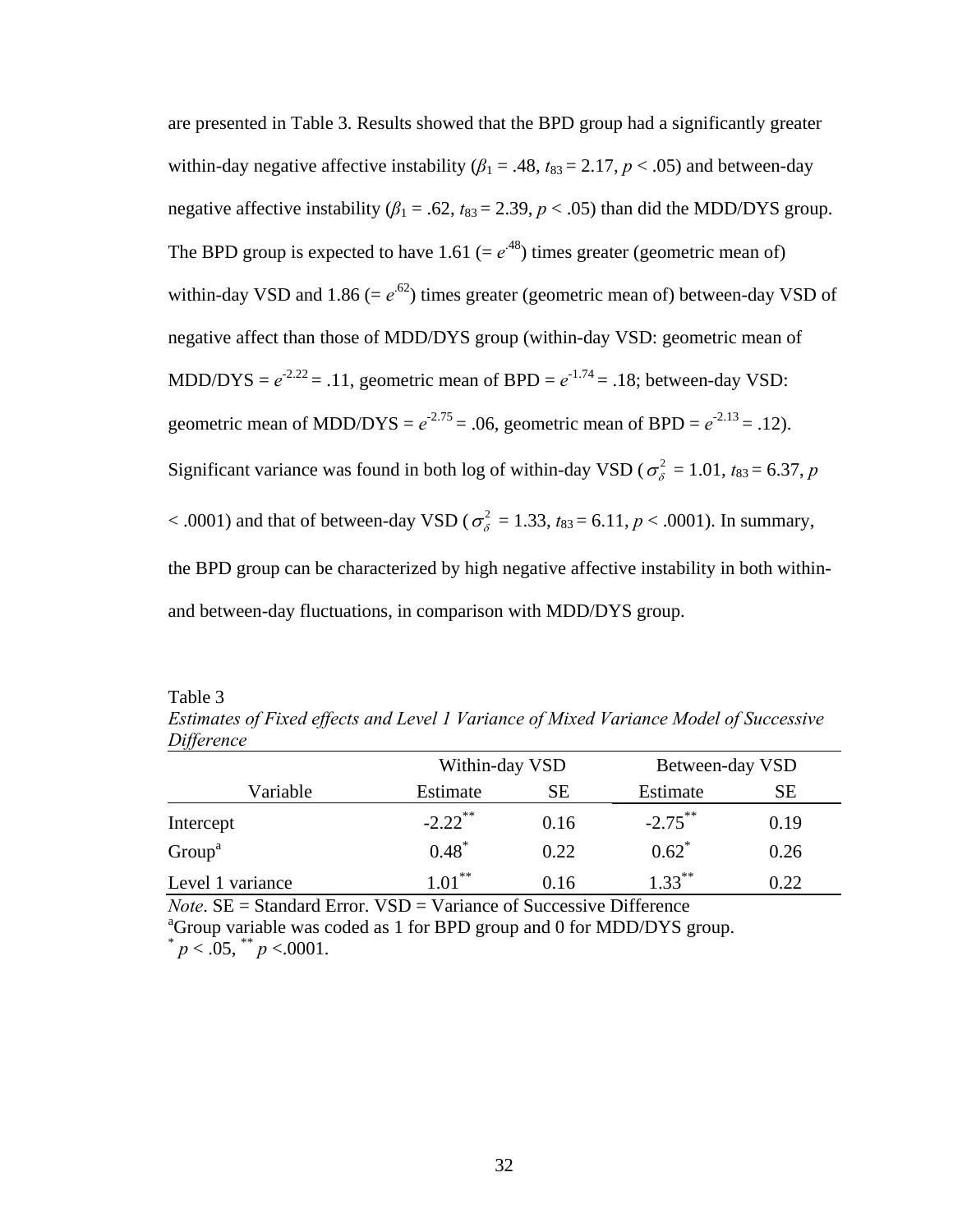are presented in Table 3. Results showed that the BPD group had a significantly greater within-day negative affective instability ($\beta_1 = .48$, $t_{83} = 2.17$, $p < .05$) and between-day negative affective instability ($\beta_1 = .62$, $t_{83} = 2.39$, $p < .05$) than did the MDD/DYS group. The BPD group is expected to have 1.61 ($= e^{.48}$) times greater (geometric mean of) within-day VSD and 1.86 ($= e^{.62}$) times greater (geometric mean of) between-day VSD of negative affect than those of MDD/DYS group (within-day VSD: geometric mean of MDD/DYS $= e^{-2.22} = .11$, geometric mean of BPD $= e^{-1.74} = .18$; between-day VSD: geometric mean of MDD/DYS $= e^{-2.75} = .06$, geometric mean of BPD $= e^{-2.13} = .12$). Significant variance was found in both log of within-day VSD ($\sigma_{\delta}^{2} = 1.01$, $t_{83} = 6.37$, $p < .0001$) and that of between-day VSD ($\sigma_{\delta}^{2} = 1.33$, $t_{83} = 6.11$, $p < .0001$). In summary, the BPD group can be characterized by high negative affective instability in both within- and between-day fluctuations, in comparison with MDD/DYS group.

Table 3

*Estimates of Fixed effects and Level 1 Variance of Mixed Variance Model of Successive Difference*

| | Within-day VSD | | Between-day VSD | |
|---|---|---|---|---|
| Variable | Estimate | SE | Estimate | SE |
| Intercept | -2.22** | 0.16 | -2.75** | 0.19 |
| Group[a] | 0.48* | 0.22 | 0.62* | 0.26 |
| Level 1 variance | 1.01** | 0.16 | 1.33** | 0.22 |

*Note*. SE = Standard Error. VSD = Variance of Successive Difference

[a]Group variable was coded as 1 for BPD group and 0 for MDD/DYS group.

* $p < .05$, ** $p < .0001$.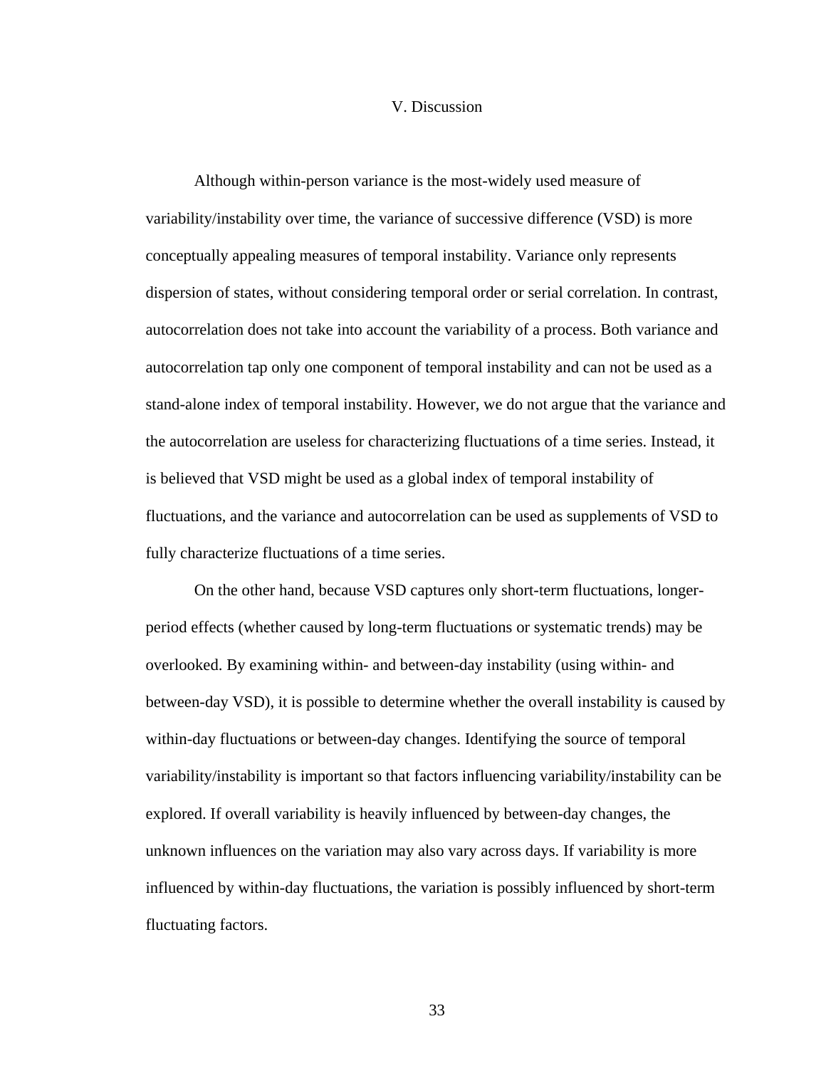# V. Discussion

Although within-person variance is the most-widely used measure of variability/instability over time, the variance of successive difference (VSD) is more conceptually appealing measures of temporal instability. Variance only represents dispersion of states, without considering temporal order or serial correlation. In contrast, autocorrelation does not take into account the variability of a process. Both variance and autocorrelation tap only one component of temporal instability and can not be used as a stand-alone index of temporal instability. However, we do not argue that the variance and the autocorrelation are useless for characterizing fluctuations of a time series. Instead, it is believed that VSD might be used as a global index of temporal instability of fluctuations, and the variance and autocorrelation can be used as supplements of VSD to fully characterize fluctuations of a time series.

On the other hand, because VSD captures only short-term fluctuations, longer-period effects (whether caused by long-term fluctuations or systematic trends) may be overlooked. By examining within- and between-day instability (using within- and between-day VSD), it is possible to determine whether the overall instability is caused by within-day fluctuations or between-day changes. Identifying the source of temporal variability/instability is important so that factors influencing variability/instability can be explored. If overall variability is heavily influenced by between-day changes, the unknown influences on the variation may also vary across days. If variability is more influenced by within-day fluctuations, the variation is possibly influenced by short-term fluctuating factors.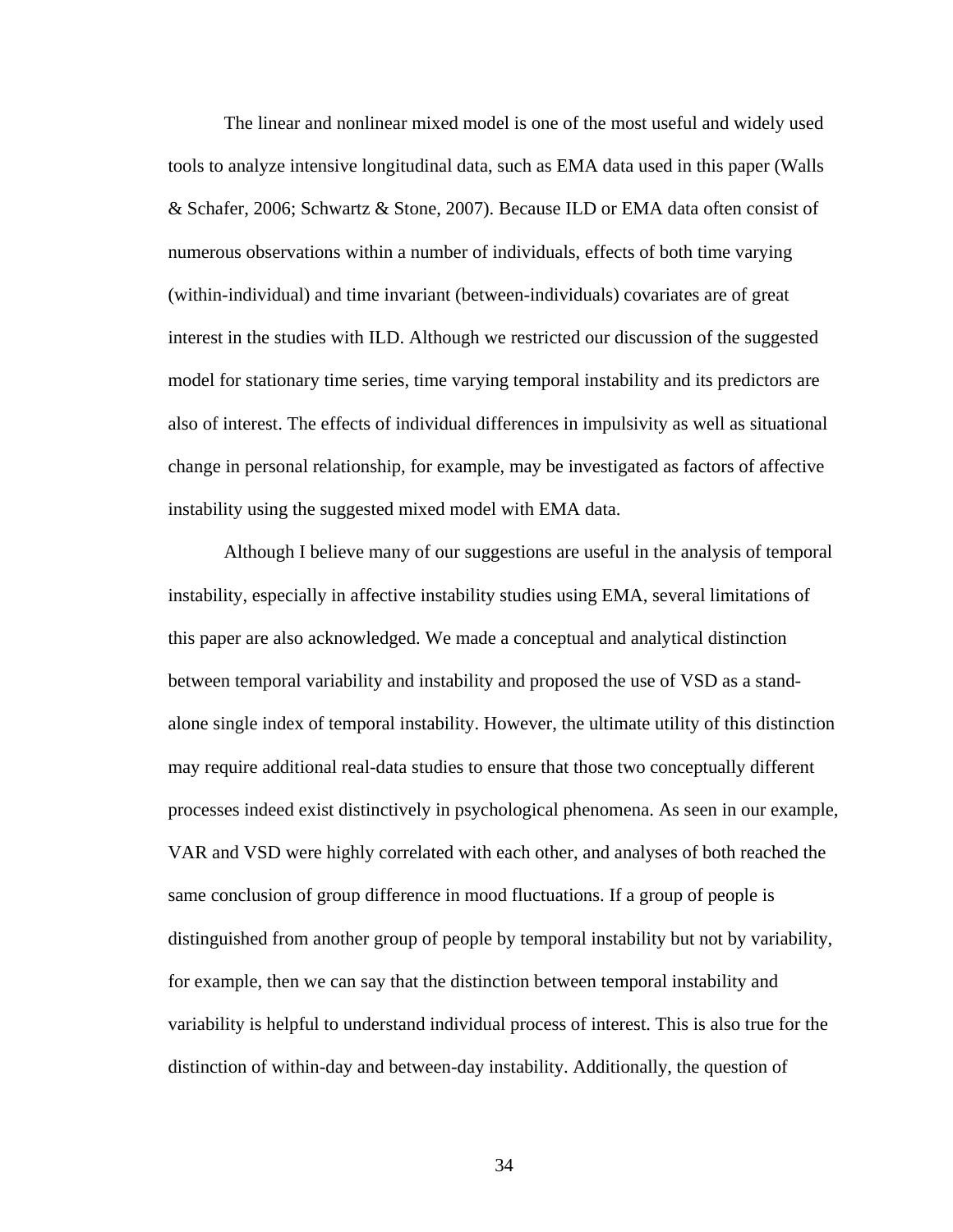The linear and nonlinear mixed model is one of the most useful and widely used tools to analyze intensive longitudinal data, such as EMA data used in this paper (Walls & Schafer, 2006; Schwartz & Stone, 2007). Because ILD or EMA data often consist of numerous observations within a number of individuals, effects of both time varying (within-individual) and time invariant (between-individuals) covariates are of great interest in the studies with ILD. Although we restricted our discussion of the suggested model for stationary time series, time varying temporal instability and its predictors are also of interest. The effects of individual differences in impulsivity as well as situational change in personal relationship, for example, may be investigated as factors of affective instability using the suggested mixed model with EMA data.

Although I believe many of our suggestions are useful in the analysis of temporal instability, especially in affective instability studies using EMA, several limitations of this paper are also acknowledged. We made a conceptual and analytical distinction between temporal variability and instability and proposed the use of VSD as a stand-alone single index of temporal instability. However, the ultimate utility of this distinction may require additional real-data studies to ensure that those two conceptually different processes indeed exist distinctively in psychological phenomena. As seen in our example, VAR and VSD were highly correlated with each other, and analyses of both reached the same conclusion of group difference in mood fluctuations. If a group of people is distinguished from another group of people by temporal instability but not by variability, for example, then we can say that the distinction between temporal instability and variability is helpful to understand individual process of interest. This is also true for the distinction of within-day and between-day instability. Additionally, the question of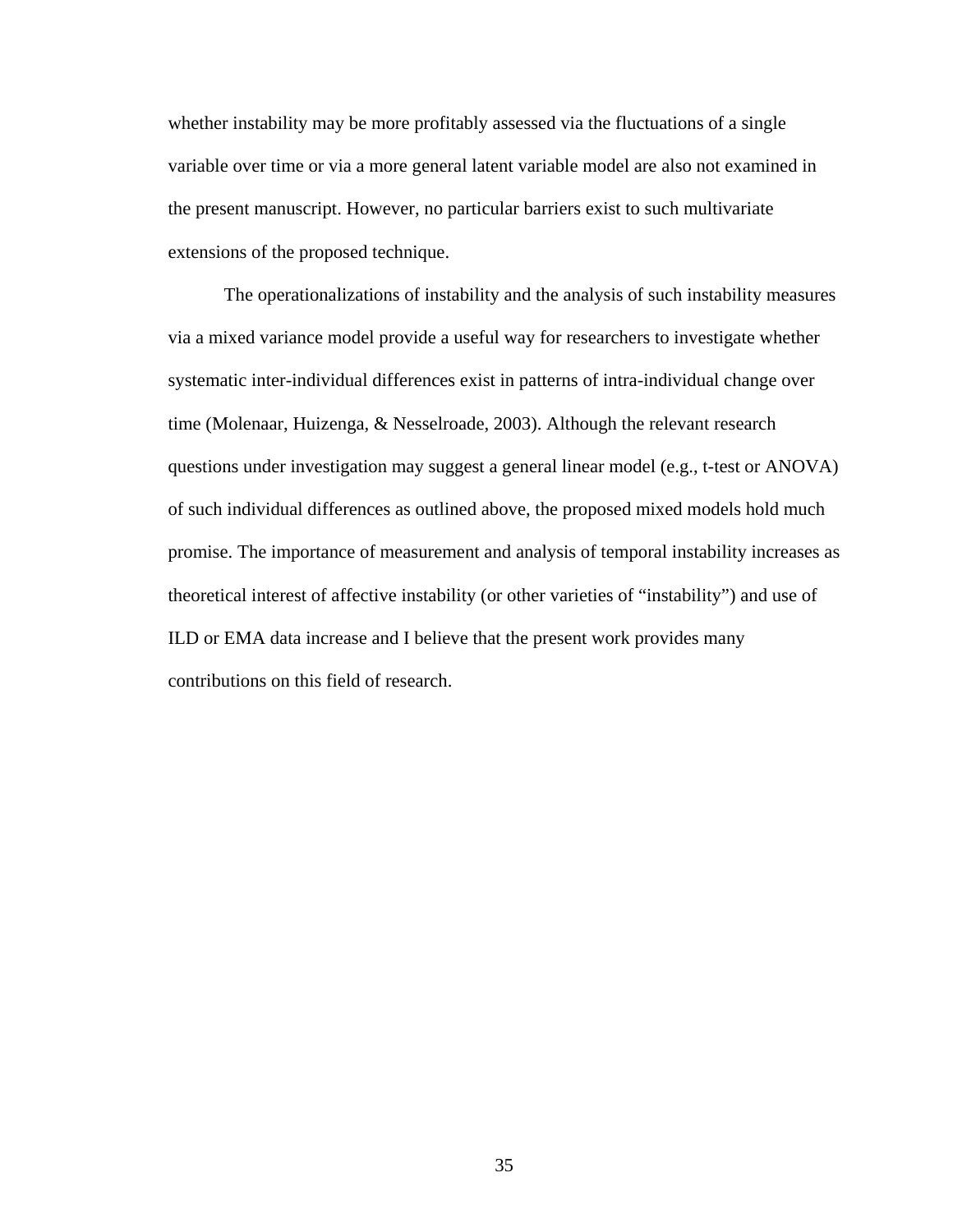whether instability may be more profitably assessed via the fluctuations of a single variable over time or via a more general latent variable model are also not examined in the present manuscript. However, no particular barriers exist to such multivariate extensions of the proposed technique.

The operationalizations of instability and the analysis of such instability measures via a mixed variance model provide a useful way for researchers to investigate whether systematic inter-individual differences exist in patterns of intra-individual change over time (Molenaar, Huizenga, & Nesselroade, 2003). Although the relevant research questions under investigation may suggest a general linear model (e.g., t-test or ANOVA) of such individual differences as outlined above, the proposed mixed models hold much promise. The importance of measurement and analysis of temporal instability increases as theoretical interest of affective instability (or other varieties of "instability") and use of ILD or EMA data increase and I believe that the present work provides many contributions on this field of research.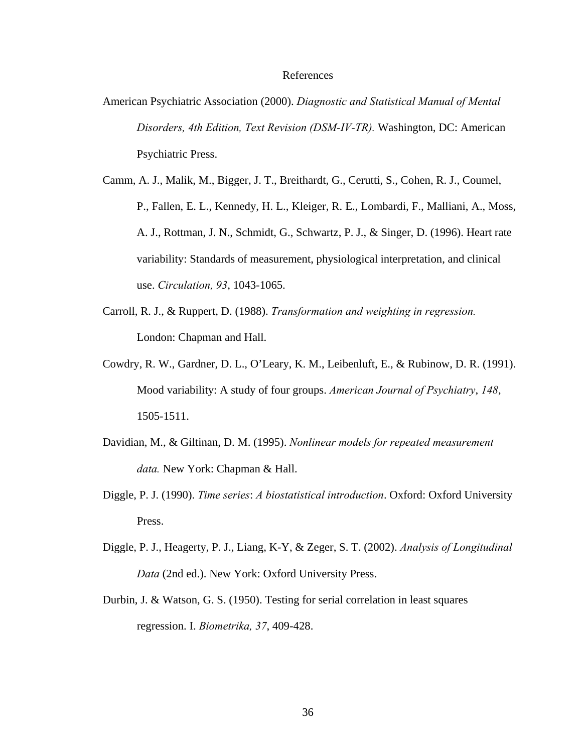# References

American Psychiatric Association (2000). *Diagnostic and Statistical Manual of Mental Disorders, 4th Edition, Text Revision (DSM-IV-TR).* Washington, DC: American Psychiatric Press.

Camm, A. J., Malik, M., Bigger, J. T., Breithardt, G., Cerutti, S., Cohen, R. J., Coumel, P., Fallen, E. L., Kennedy, H. L., Kleiger, R. E., Lombardi, F., Malliani, A., Moss, A. J., Rottman, J. N., Schmidt, G., Schwartz, P. J., & Singer, D. (1996). Heart rate variability: Standards of measurement, physiological interpretation, and clinical use. *Circulation, 93*, 1043-1065.

Carroll, R. J., & Ruppert, D. (1988). *Transformation and weighting in regression.* London: Chapman and Hall.

Cowdry, R. W., Gardner, D. L., O'Leary, K. M., Leibenluft, E., & Rubinow, D. R. (1991). Mood variability: A study of four groups. *American Journal of Psychiatry*, *148*, 1505-1511.

Davidian, M., & Giltinan, D. M. (1995). *Nonlinear models for repeated measurement data.* New York: Chapman & Hall.

Diggle, P. J. (1990). *Time series*: *A biostatistical introduction*. Oxford: Oxford University Press.

Diggle, P. J., Heagerty, P. J., Liang, K-Y, & Zeger, S. T. (2002). *Analysis of Longitudinal Data* (2nd ed.). New York: Oxford University Press.

Durbin, J. & Watson, G. S. (1950). Testing for serial correlation in least squares regression. I. *Biometrika, 37*, 409-428.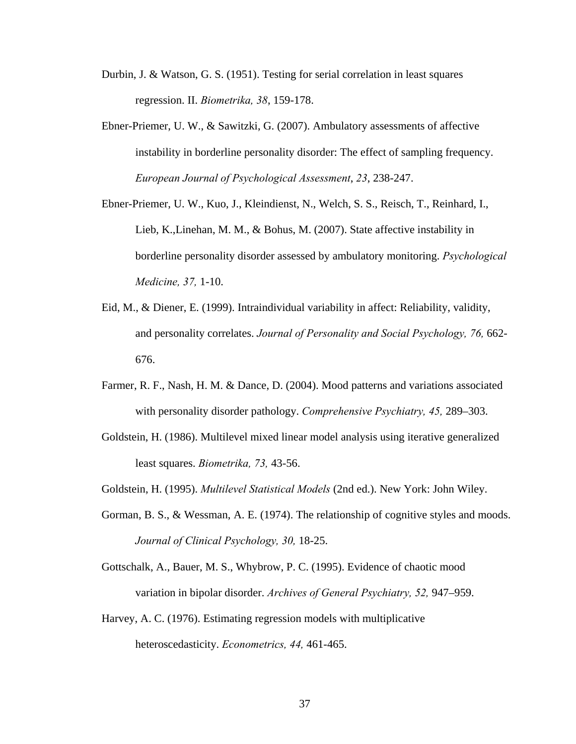Durbin, J. & Watson, G. S. (1951). Testing for serial correlation in least squares regression. II. *Biometrika, 38*, 159-178.

Ebner-Priemer, U. W., & Sawitzki, G. (2007). Ambulatory assessments of affective instability in borderline personality disorder: The effect of sampling frequency. *European Journal of Psychological Assessment*, *23*, 238-247.

Ebner-Priemer, U. W., Kuo, J., Kleindienst, N., Welch, S. S., Reisch, T., Reinhard, I., Lieb, K.,Linehan, M. M., & Bohus, M. (2007). State affective instability in borderline personality disorder assessed by ambulatory monitoring. *Psychological Medicine, 37,* 1-10.

Eid, M., & Diener, E. (1999). Intraindividual variability in affect: Reliability, validity, and personality correlates. *Journal of Personality and Social Psychology, 76,* 662-676.

Farmer, R. F., Nash, H. M. & Dance, D. (2004). Mood patterns and variations associated with personality disorder pathology. *Comprehensive Psychiatry, 45,* 289–303.

Goldstein, H. (1986). Multilevel mixed linear model analysis using iterative generalized least squares. *Biometrika, 73,* 43-56.

Goldstein, H. (1995). *Multilevel Statistical Models* (2nd ed.). New York: John Wiley.

Gorman, B. S., & Wessman, A. E. (1974). The relationship of cognitive styles and moods. *Journal of Clinical Psychology, 30,* 18-25.

Gottschalk, A., Bauer, M. S., Whybrow, P. C. (1995). Evidence of chaotic mood variation in bipolar disorder. *Archives of General Psychiatry, 52,* 947–959.

Harvey, A. C. (1976). Estimating regression models with multiplicative heteroscedasticity. *Econometrics, 44,* 461-465.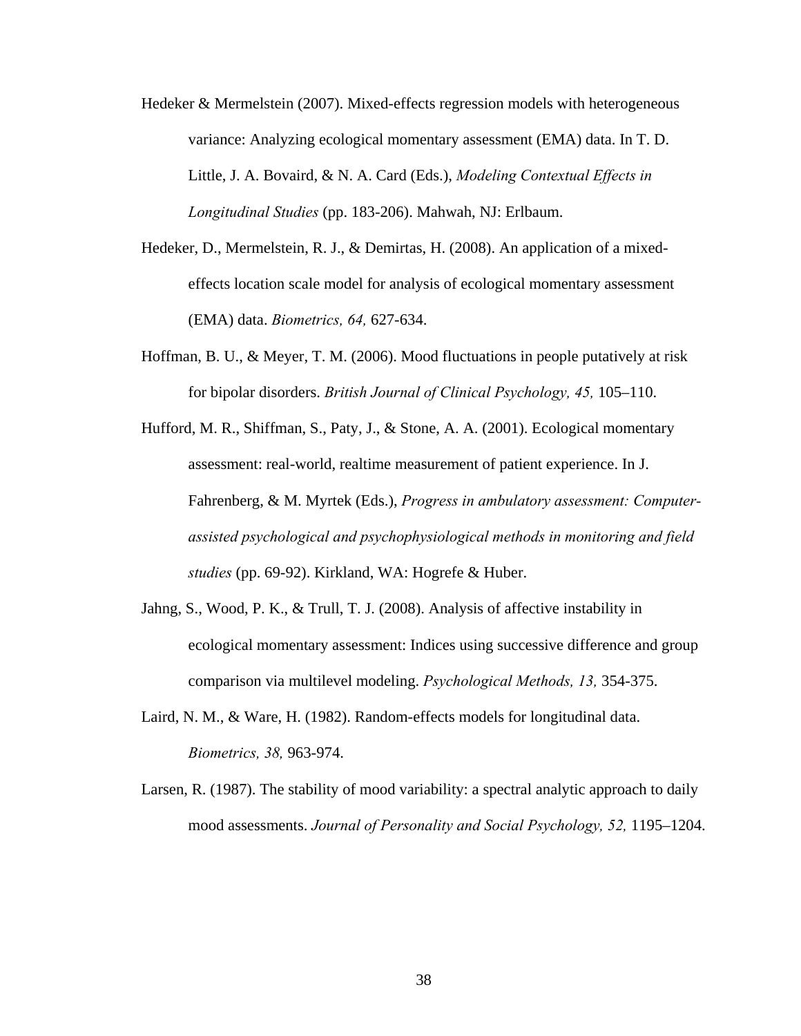Hedeker & Mermelstein (2007). Mixed-effects regression models with heterogeneous variance: Analyzing ecological momentary assessment (EMA) data. In T. D. Little, J. A. Bovaird, & N. A. Card (Eds.), *Modeling Contextual Effects in Longitudinal Studies* (pp. 183-206). Mahwah, NJ: Erlbaum.

Hedeker, D., Mermelstein, R. J., & Demirtas, H. (2008). An application of a mixed-effects location scale model for analysis of ecological momentary assessment (EMA) data. *Biometrics, 64,* 627-634.

Hoffman, B. U., & Meyer, T. M. (2006). Mood fluctuations in people putatively at risk for bipolar disorders. *British Journal of Clinical Psychology, 45,* 105–110.

Hufford, M. R., Shiffman, S., Paty, J., & Stone, A. A. (2001). Ecological momentary assessment: real-world, realtime measurement of patient experience. In J. Fahrenberg, & M. Myrtek (Eds.), *Progress in ambulatory assessment: Computer-assisted psychological and psychophysiological methods in monitoring and field studies* (pp. 69-92). Kirkland, WA: Hogrefe & Huber.

Jahng, S., Wood, P. K., & Trull, T. J. (2008). Analysis of affective instability in ecological momentary assessment: Indices using successive difference and group comparison via multilevel modeling. *Psychological Methods, 13,* 354-375.

Laird, N. M., & Ware, H. (1982). Random-effects models for longitudinal data. *Biometrics, 38,* 963-974.

Larsen, R. (1987). The stability of mood variability: a spectral analytic approach to daily mood assessments. *Journal of Personality and Social Psychology, 52,* 1195–1204.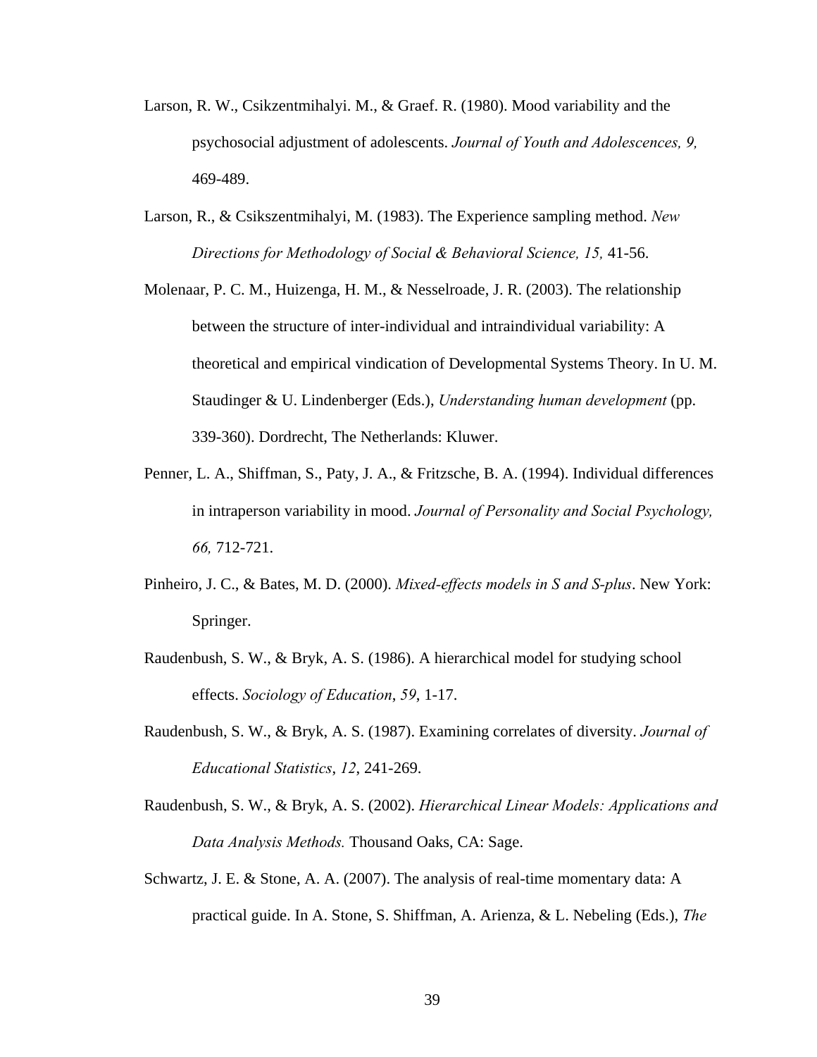Larson, R. W., Csikzentmihalyi. M., & Graef. R. (1980). Mood variability and the psychosocial adjustment of adolescents. *Journal of Youth and Adolescences, 9,* 469-489.

Larson, R., & Csikszentmihalyi, M. (1983). The Experience sampling method. *New Directions for Methodology of Social & Behavioral Science, 15,* 41-56.

Molenaar, P. C. M., Huizenga, H. M., & Nesselroade, J. R. (2003). The relationship between the structure of inter-individual and intraindividual variability: A theoretical and empirical vindication of Developmental Systems Theory. In U. M. Staudinger & U. Lindenberger (Eds.), *Understanding human development* (pp. 339-360). Dordrecht, The Netherlands: Kluwer.

Penner, L. A., Shiffman, S., Paty, J. A., & Fritzsche, B. A. (1994). Individual differences in intraperson variability in mood. *Journal of Personality and Social Psychology, 66,* 712-721.

Pinheiro, J. C., & Bates, M. D. (2000). *Mixed-effects models in S and S-plus*. New York: Springer.

Raudenbush, S. W., & Bryk, A. S. (1986). A hierarchical model for studying school effects. *Sociology of Education*, *59*, 1-17.

Raudenbush, S. W., & Bryk, A. S. (1987). Examining correlates of diversity. *Journal of Educational Statistics*, *12*, 241-269.

Raudenbush, S. W., & Bryk, A. S. (2002). *Hierarchical Linear Models: Applications and Data Analysis Methods.* Thousand Oaks, CA: Sage.

Schwartz, J. E. & Stone, A. A. (2007). The analysis of real-time momentary data: A practical guide. In A. Stone, S. Shiffman, A. Arienza, & L. Nebeling (Eds.), *The*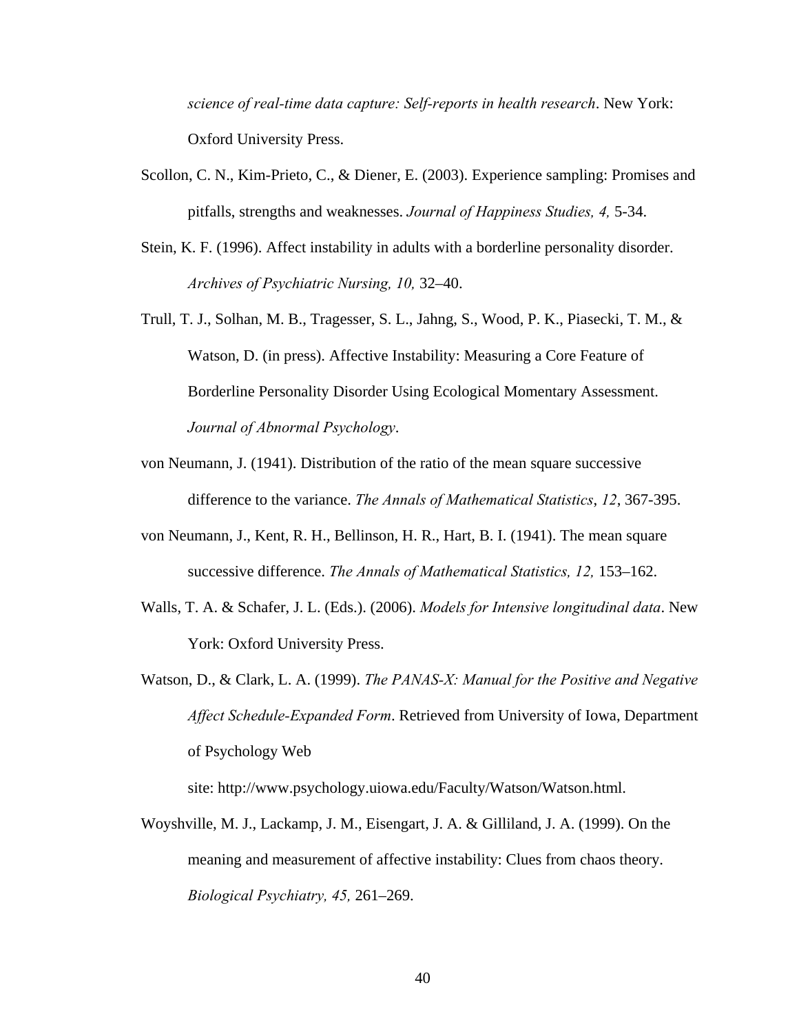*science of real-time data capture: Self-reports in health research*. New York: Oxford University Press.

Scollon, C. N., Kim-Prieto, C., & Diener, E. (2003). Experience sampling: Promises and pitfalls, strengths and weaknesses. *Journal of Happiness Studies, 4,* 5-34.

Stein, K. F. (1996). Affect instability in adults with a borderline personality disorder. *Archives of Psychiatric Nursing, 10,* 32–40.

Trull, T. J., Solhan, M. B., Tragesser, S. L., Jahng, S., Wood, P. K., Piasecki, T. M., & Watson, D. (in press). Affective Instability: Measuring a Core Feature of Borderline Personality Disorder Using Ecological Momentary Assessment. *Journal of Abnormal Psychology*.

von Neumann, J. (1941). Distribution of the ratio of the mean square successive difference to the variance. *The Annals of Mathematical Statistics*, *12*, 367-395.

von Neumann, J., Kent, R. H., Bellinson, H. R., Hart, B. I. (1941). The mean square successive difference. *The Annals of Mathematical Statistics, 12,* 153–162.

Walls, T. A. & Schafer, J. L. (Eds.). (2006). *Models for Intensive longitudinal data*. New York: Oxford University Press.

Watson, D., & Clark, L. A. (1999). *The PANAS-X: Manual for the Positive and Negative Affect Schedule-Expanded Form*. Retrieved from University of Iowa, Department of Psychology Web site: http://www.psychology.uiowa.edu/Faculty/Watson/Watson.html.

Woyshville, M. J., Lackamp, J. M., Eisengart, J. A. & Gilliland, J. A. (1999). On the meaning and measurement of affective instability: Clues from chaos theory. *Biological Psychiatry, 45,* 261–269.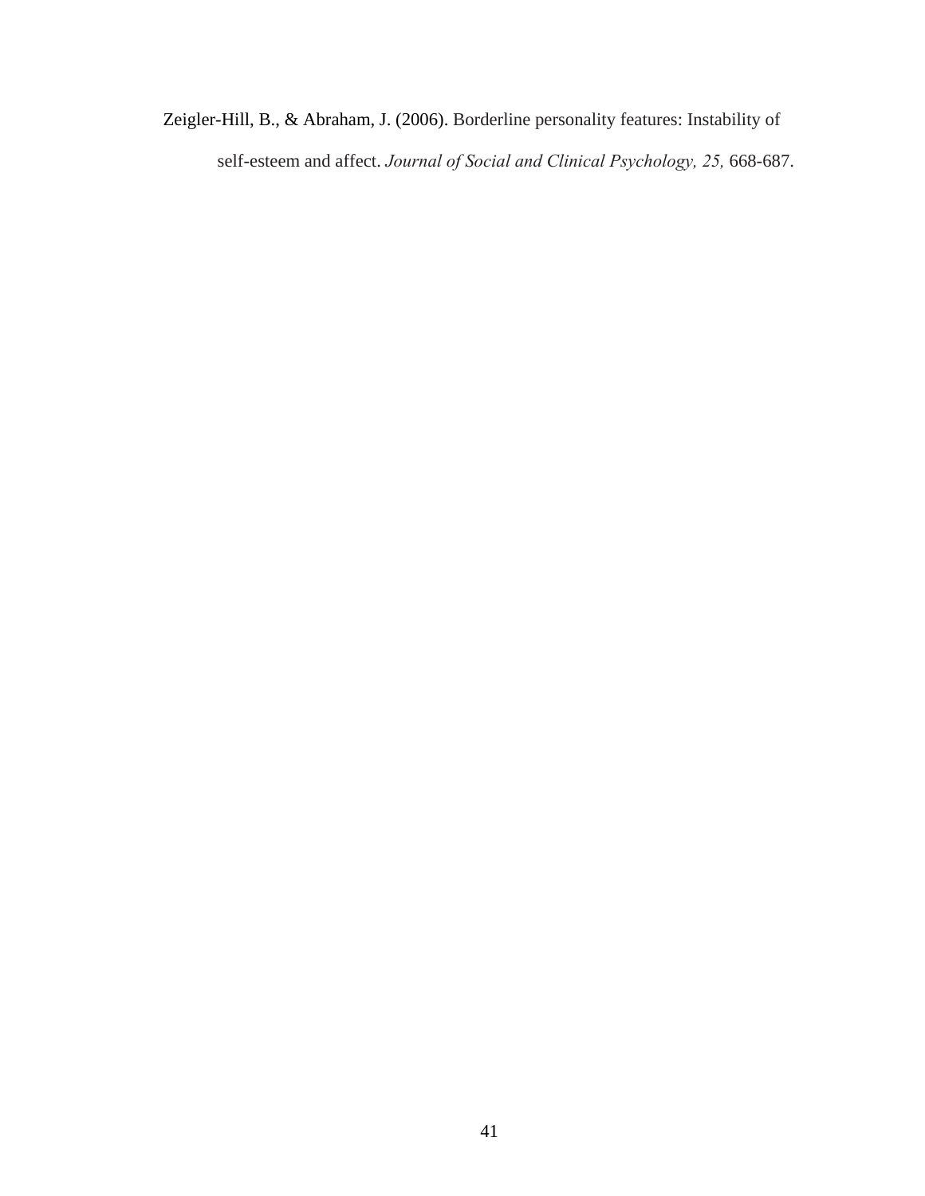Zeigler-Hill, B., & Abraham, J. (2006). Borderline personality features: Instability of self-esteem and affect. *Journal of Social and Clinical Psychology, 25,* 668-687.